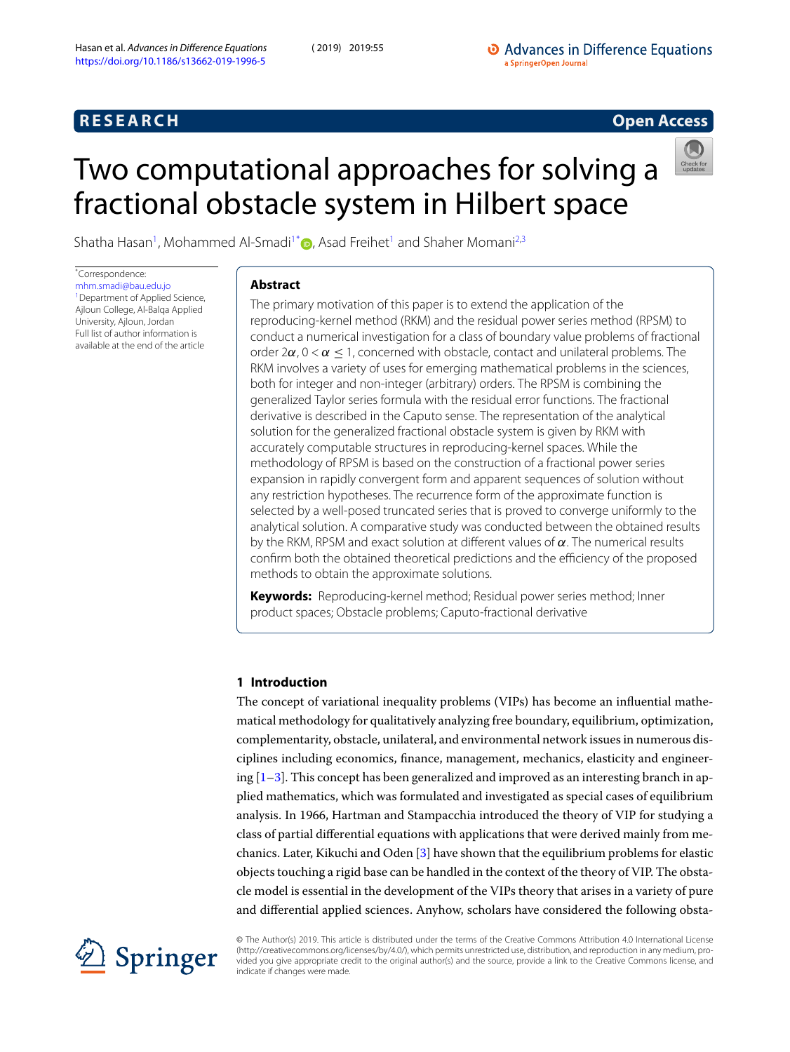# Two computational approaches for solving a fractional obstacle system in Hilbert space

Shatha Hasan[1], Mohammed Al-Smadi[1*], Asad Freihet[1] and Shaher Momani[2,3]

*Correspondence: mhm.smadi@bau.edu.jo
[1]Department of Applied Science, Ajloun College, Al-Balqa Applied University, Ajloun, Jordan
Full list of author information is available at the end of the article

## Abstract

The primary motivation of this paper is to extend the application of the reproducing-kernel method (RKM) and the residual power series method (RPSM) to conduct a numerical investigation for a class of boundary value problems of fractional order $2\alpha$, $0 < \alpha \leq 1$, concerned with obstacle, contact and unilateral problems. The RKM involves a variety of uses for emerging mathematical problems in the sciences, both for integer and non-integer (arbitrary) orders. The RPSM is combining the generalized Taylor series formula with the residual error functions. The fractional derivative is described in the Caputo sense. The representation of the analytical solution for the generalized fractional obstacle system is given by RKM with accurately computable structures in reproducing-kernel spaces. While the methodology of RPSM is based on the construction of a fractional power series expansion in rapidly convergent form and apparent sequences of solution without any restriction hypotheses. The recurrence form of the approximate function is selected by a well-posed truncated series that is proved to converge uniformly to the analytical solution. A comparative study was conducted between the obtained results by the RKM, RPSM and exact solution at different values of $\alpha$. The numerical results confirm both the obtained theoretical predictions and the efficiency of the proposed methods to obtain the approximate solutions.

**Keywords:** Reproducing-kernel method; Residual power series method; Inner product spaces; Obstacle problems; Caputo-fractional derivative

## 1 Introduction

The concept of variational inequality problems (VIPs) has become an influential mathematical methodology for qualitatively analyzing free boundary, equilibrium, optimization, complementarity, obstacle, unilateral, and environmental network issues in numerous disciplines including economics, finance, management, mechanics, elasticity and engineering [1–3]. This concept has been generalized and improved as an interesting branch in applied mathematics, which was formulated and investigated as special cases of equilibrium analysis. In 1966, Hartman and Stampacchia introduced the theory of VIP for studying a class of partial differential equations with applications that were derived mainly from mechanics. Later, Kikuchi and Oden [3] have shown that the equilibrium problems for elastic objects touching a rigid base can be handled in the context of the theory of VIP. The obstacle model is essential in the development of the VIPs theory that arises in a variety of pure and differential applied sciences. Anyhow, scholars have considered the following obsta-

© The Author(s) 2019. This article is distributed under the terms of the Creative Commons Attribution 4.0 International License (http://creativecommons.org/licenses/by/4.0/), which permits unrestricted use, distribution, and reproduction in any medium, provided you give appropriate credit to the original author(s) and the source, provide a link to the Creative Commons license, and indicate if changes were made.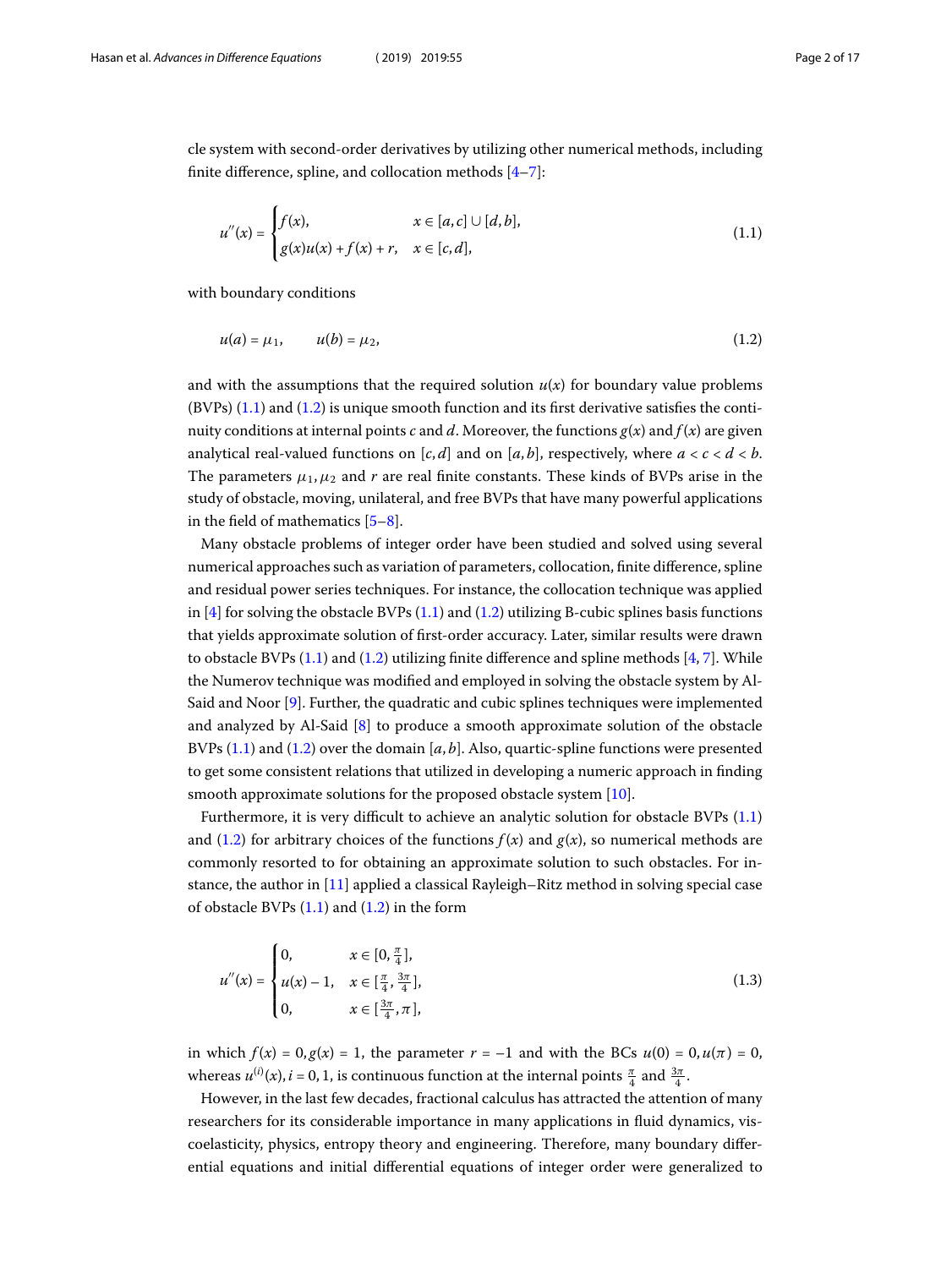cle system with second-order derivatives by utilizing other numerical methods, including finite difference, spline, and collocation methods [4–7]:

$$u''(x) = \begin{cases} f(x), & x \in [a,c] \cup [d,b], \\ g(x)u(x) + f(x) + r, & x \in [c,d], \end{cases} \tag{1.1}$$

with boundary conditions

$$u(a) = \mu_1, \qquad u(b) = \mu_2, \tag{1.2}$$

and with the assumptions that the required solution $u(x)$ for boundary value problems (BVPs) (1.1) and (1.2) is unique smooth function and its first derivative satisfies the continuity conditions at internal points $c$ and $d$. Moreover, the functions $g(x)$ and $f(x)$ are given analytical real-valued functions on $[c,d]$ and on $[a,b]$, respectively, where $a < c < d < b$. The parameters $\mu_1, \mu_2$ and $r$ are real finite constants. These kinds of BVPs arise in the study of obstacle, moving, unilateral, and free BVPs that have many powerful applications in the field of mathematics [5–8].

Many obstacle problems of integer order have been studied and solved using several numerical approaches such as variation of parameters, collocation, finite difference, spline and residual power series techniques. For instance, the collocation technique was applied in [4] for solving the obstacle BVPs (1.1) and (1.2) utilizing B-cubic splines basis functions that yields approximate solution of first-order accuracy. Later, similar results were drawn to obstacle BVPs (1.1) and (1.2) utilizing finite difference and spline methods [4, 7]. While the Numerov technique was modified and employed in solving the obstacle system by Al-Said and Noor [9]. Further, the quadratic and cubic splines techniques were implemented and analyzed by Al-Said [8] to produce a smooth approximate solution of the obstacle BVPs (1.1) and (1.2) over the domain $[a,b]$. Also, quartic-spline functions were presented to get some consistent relations that utilized in developing a numeric approach in finding smooth approximate solutions for the proposed obstacle system [10].

Furthermore, it is very difficult to achieve an analytic solution for obstacle BVPs (1.1) and (1.2) for arbitrary choices of the functions $f(x)$ and $g(x)$, so numerical methods are commonly resorted to for obtaining an approximate solution to such obstacles. For instance, the author in [11] applied a classical Rayleigh–Ritz method in solving special case of obstacle BVPs (1.1) and (1.2) in the form

$$u''(x) = \begin{cases} 0, & x \in [0, \frac{\pi}{4}], \\ u(x) - 1, & x \in [\frac{\pi}{4}, \frac{3\pi}{4}], \\ 0, & x \in [\frac{3\pi}{4}, \pi], \end{cases} \tag{1.3}$$

in which $f(x) = 0, g(x) = 1$, the parameter $r = -1$ and with the BCs $u(0) = 0, u(\pi) = 0$, whereas $u^{(i)}(x), i = 0, 1$, is continuous function at the internal points $\frac{\pi}{4}$ and $\frac{3\pi}{4}$.

However, in the last few decades, fractional calculus has attracted the attention of many researchers for its considerable importance in many applications in fluid dynamics, viscoelasticity, physics, entropy theory and engineering. Therefore, many boundary differential equations and initial differential equations of integer order were generalized to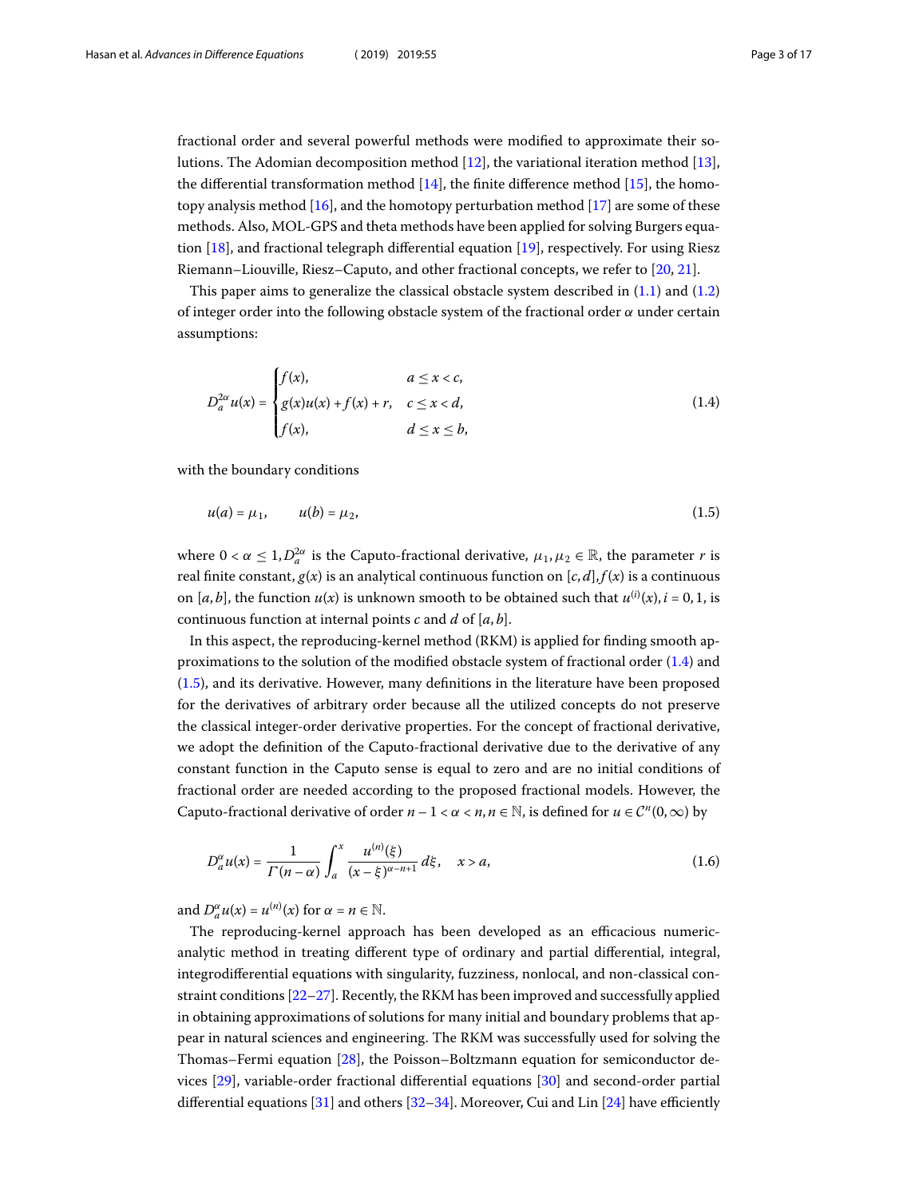fractional order and several powerful methods were modified to approximate their solutions. The Adomian decomposition method [12], the variational iteration method [13], the differential transformation method [14], the finite difference method [15], the homotopy analysis method [16], and the homotopy perturbation method [17] are some of these methods. Also, MOL-GPS and theta methods have been applied for solving Burgers equation [18], and fractional telegraph differential equation [19], respectively. For using Riesz Riemann–Liouville, Riesz–Caputo, and other fractional concepts, we refer to [20, 21].

This paper aims to generalize the classical obstacle system described in (1.1) and (1.2) of integer order into the following obstacle system of the fractional order $\alpha$ under certain assumptions:

$$D_a^{2\alpha} u(x) = \begin{cases} f(x), & a \le x < c, \\ g(x)u(x) + f(x) + r, & c \le x < d, \\ f(x), & d \le x \le b, \end{cases} \tag{1.4}$$

with the boundary conditions

$$u(a) = \mu_1, \qquad u(b) = \mu_2, \tag{1.5}$$

where $0 < \alpha \le 1, D_a^{2\alpha}$ is the Caputo-fractional derivative, $\mu_1, \mu_2 \in \mathbb{R}$, the parameter $r$ is real finite constant, $g(x)$ is an analytical continuous function on $[c,d], f(x)$ is a continuous on $[a,b]$, the function $u(x)$ is unknown smooth to be obtained such that $u^{(i)}(x), i = 0,1$, is continuous function at internal points $c$ and $d$ of $[a,b]$.

In this aspect, the reproducing-kernel method (RKM) is applied for finding smooth approximations to the solution of the modified obstacle system of fractional order (1.4) and (1.5), and its derivative. However, many definitions in the literature have been proposed for the derivatives of arbitrary order because all the utilized concepts do not preserve the classical integer-order derivative properties. For the concept of fractional derivative, we adopt the definition of the Caputo-fractional derivative due to the derivative of any constant function in the Caputo sense is equal to zero and are no initial conditions of fractional order are needed according to the proposed fractional models. However, the Caputo-fractional derivative of order $n-1 < \alpha < n, n \in \mathbb{N}$, is defined for $u \in \mathcal{C}^n(0,\infty)$ by

$$D_a^{\alpha} u(x) = \frac{1}{\Gamma(n-\alpha)} \int_a^x \frac{u^{(n)}(\xi)}{(x-\xi)^{\alpha-n+1}}\, d\xi, \quad x > a, \tag{1.6}$$

and $D_a^{\alpha} u(x) = u^{(n)}(x)$ for $\alpha = n \in \mathbb{N}$.

The reproducing-kernel approach has been developed as an efficacious numeric-analytic method in treating different type of ordinary and partial differential, integral, integrodifferential equations with singularity, fuzziness, nonlocal, and non-classical constraint conditions [22–27]. Recently, the RKM has been improved and successfully applied in obtaining approximations of solutions for many initial and boundary problems that appear in natural sciences and engineering. The RKM was successfully used for solving the Thomas–Fermi equation [28], the Poisson–Boltzmann equation for semiconductor devices [29], variable-order fractional differential equations [30] and second-order partial differential equations [31] and others [32–34]. Moreover, Cui and Lin [24] have efficiently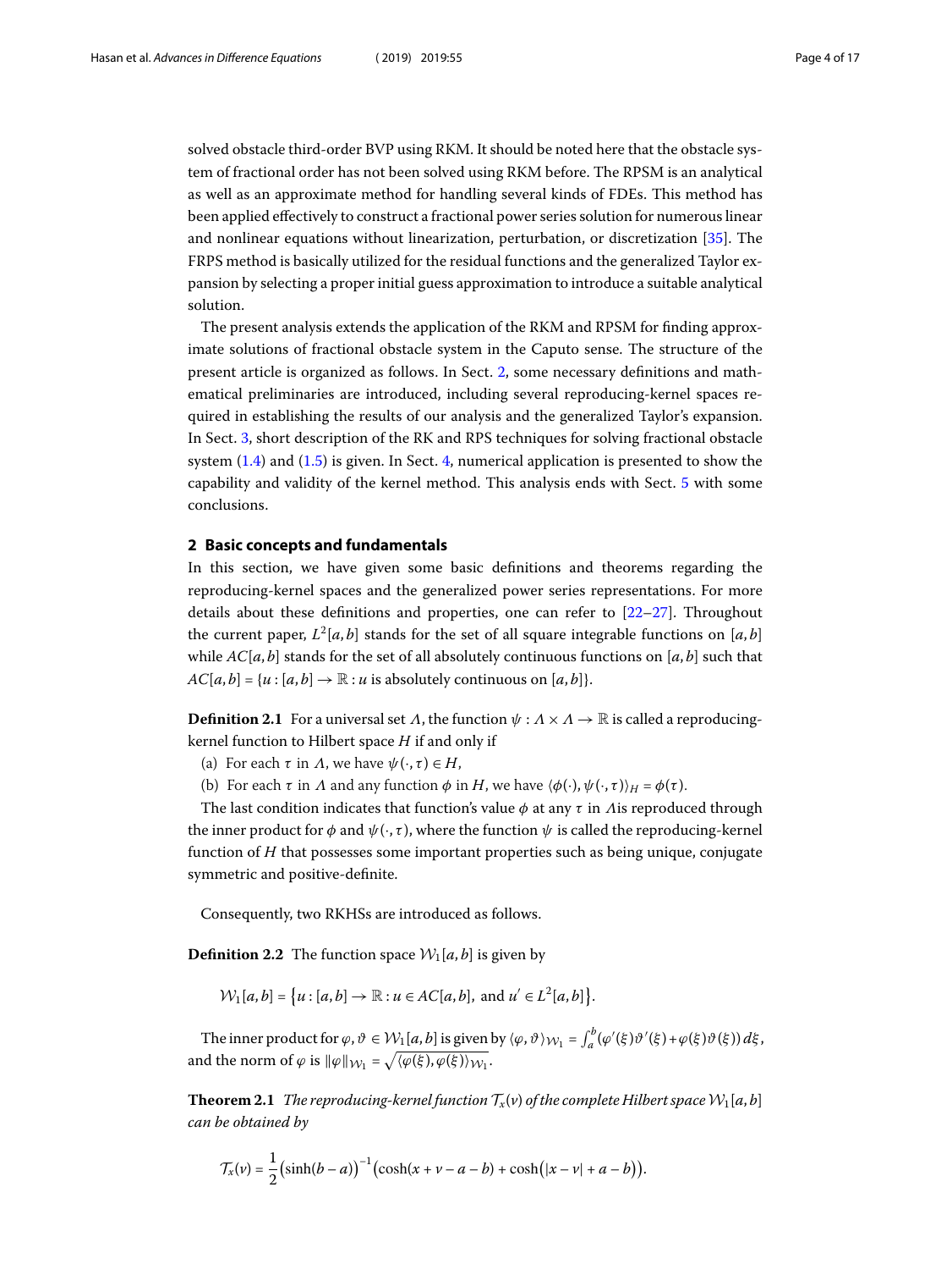solved obstacle third-order BVP using RKM. It should be noted here that the obstacle system of fractional order has not been solved using RKM before. The RPSM is an analytical as well as an approximate method for handling several kinds of FDEs. This method has been applied effectively to construct a fractional power series solution for numerous linear and nonlinear equations without linearization, perturbation, or discretization [35]. The FRPS method is basically utilized for the residual functions and the generalized Taylor expansion by selecting a proper initial guess approximation to introduce a suitable analytical solution.

The present analysis extends the application of the RKM and RPSM for finding approximate solutions of fractional obstacle system in the Caputo sense. The structure of the present article is organized as follows. In Sect. 2, some necessary definitions and mathematical preliminaries are introduced, including several reproducing-kernel spaces required in establishing the results of our analysis and the generalized Taylor's expansion. In Sect. 3, short description of the RK and RPS techniques for solving fractional obstacle system (1.4) and (1.5) is given. In Sect. 4, numerical application is presented to show the capability and validity of the kernel method. This analysis ends with Sect. 5 with some conclusions.

## 2 Basic concepts and fundamentals

In this section, we have given some basic definitions and theorems regarding the reproducing-kernel spaces and the generalized power series representations. For more details about these definitions and properties, one can refer to [22–27]. Throughout the current paper, $L^2[a,b]$ stands for the set of all square integrable functions on $[a,b]$ while $AC[a,b]$ stands for the set of all absolutely continuous functions on $[a,b]$ such that $AC[a,b] = \{u : [a,b] \to \mathbb{R} : u \text{ is absolutely continuous on } [a,b]\}$.

**Definition 2.1** For a universal set $\Lambda$, the function $\psi : \Lambda \times \Lambda \to \mathbb{R}$ is called a reproducing-kernel function to Hilbert space $H$ if and only if

(a) For each $\tau$ in $\Lambda$, we have $\psi(\cdot,\tau) \in H$,

(b) For each $\tau$ in $\Lambda$ and any function $\phi$ in $H$, we have $\langle \phi(\cdot), \psi(\cdot,\tau)\rangle_H = \phi(\tau)$.

The last condition indicates that function's value $\phi$ at any $\tau$ in $\Lambda$is reproduced through the inner product for $\phi$ and $\psi(\cdot,\tau)$, where the function $\psi$ is called the reproducing-kernel function of $H$ that possesses some important properties such as being unique, conjugate symmetric and positive-definite.

Consequently, two RKHSs are introduced as follows.

**Definition 2.2** The function space $\mathcal{W}_1[a,b]$ is given by

$$\mathcal{W}_1[a,b] = \{u : [a,b] \to \mathbb{R} : u \in AC[a,b], \text{ and } u' \in L^2[a,b]\}.$$

The inner product for $\varphi, \vartheta \in \mathcal{W}_1[a,b]$ is given by $\langle \varphi, \vartheta\rangle_{\mathcal{W}_1} = \int_a^b (\varphi'(\xi)\vartheta'(\xi) + \varphi(\xi)\vartheta(\xi))\,d\xi$, and the norm of $\varphi$ is $\|\varphi\|_{\mathcal{W}_1} = \sqrt{\langle \varphi(\xi), \varphi(\xi)\rangle_{\mathcal{W}_1}}$.

**Theorem 2.1** *The reproducing-kernel function $\mathcal{T}_x(v)$ of the complete Hilbert space $\mathcal{W}_1[a,b]$ can be obtained by*

$$\mathcal{T}_x(v) = \frac{1}{2}\big(\sinh(b-a)\big)^{-1}\big(\cosh(x+v-a-b) + \cosh(|x-v| + a - b)\big).$$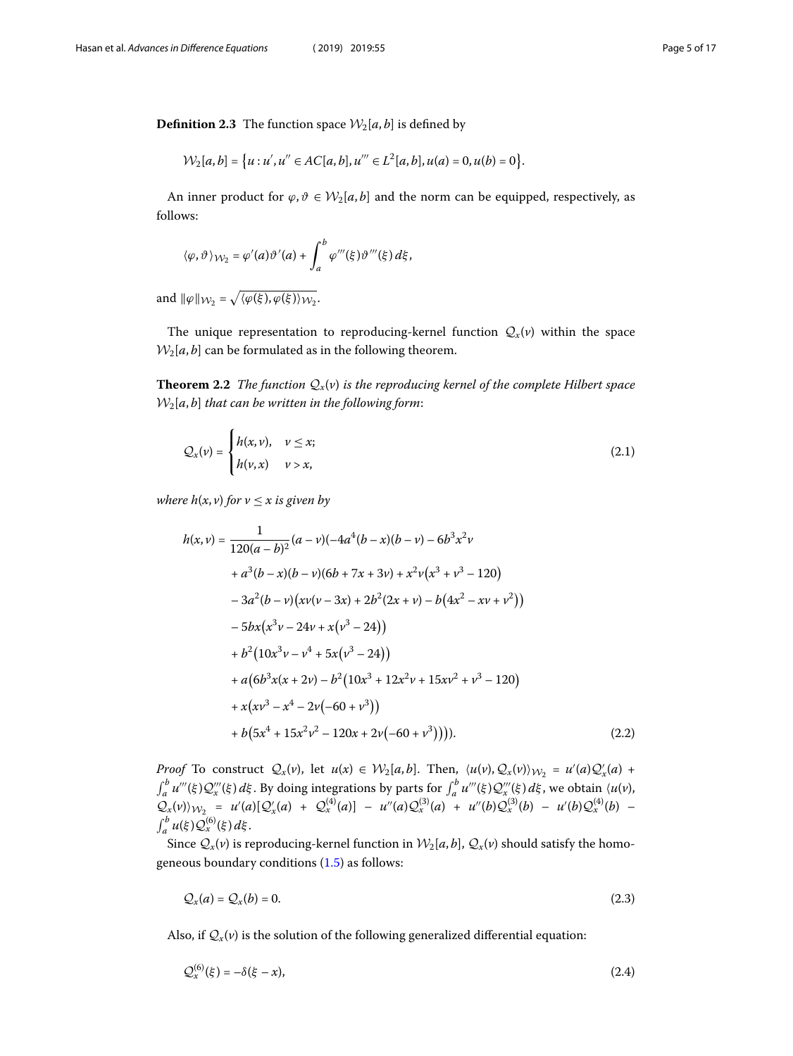**Definition 2.3** The function space $\mathcal{W}_2[a,b]$ is defined by

$$\mathcal{W}_2[a,b] = \{u : u', u'' \in AC[a,b], u''' \in L^2[a,b], u(a) = 0, u(b) = 0\}.$$

An inner product for $\varphi, \vartheta \in \mathcal{W}_2[a,b]$ and the norm can be equipped, respectively, as follows:

$$\langle \varphi, \vartheta \rangle_{\mathcal{W}_2} = \varphi'(a)\vartheta'(a) + \int_a^b \varphi'''(\xi)\vartheta'''(\xi)\,d\xi,$$

and $\|\varphi\|_{\mathcal{W}_2} = \sqrt{\langle \varphi(\xi), \varphi(\xi) \rangle_{\mathcal{W}_2}}$.

The unique representation to reproducing-kernel function $\mathcal{Q}_x(v)$ within the space $\mathcal{W}_2[a,b]$ can be formulated as in the following theorem.

**Theorem 2.2** *The function $\mathcal{Q}_x(v)$ is the reproducing kernel of the complete Hilbert space $\mathcal{W}_2[a,b]$ that can be written in the following form*:

$$\mathcal{Q}_x(v) = \begin{cases} h(x,v), & v \le x; \\ h(v,x) & v > x, \end{cases} \tag{2.1}$$

*where $h(x,v)$ for $v \le x$ is given by*

$$\begin{aligned}
h(x,v) = {} & \frac{1}{120(a-b)^2}(a-v)\big(-4a^4(b-x)(b-v) - 6b^3x^2v \\
& + a^3(b-x)(b-v)(6b+7x+3v) + x^2v\big(x^3+v^3-120\big) \\
& - 3a^2(b-v)\big(xv(v-3x) + 2b^2(2x+v) - b\big(4x^2 - xv + v^2\big)\big) \\
& - 5bx\big(x^3v - 24v + x\big(v^3 - 24\big)\big) \\
& + b^2\big(10x^3v - v^4 + 5x\big(v^3 - 24\big)\big) \\
& + a\big(6b^3x(x+2v) - b^2\big(10x^3 + 12x^2v + 15xv^2 + v^3 - 120\big) \\
& + x\big(xv^3 - x^4 - 2v\big(-60 + v^3\big)\big) \\
& + b\big(5x^4 + 15x^2v^2 - 120x + 2v\big(-60 + v^3\big)\big)\big)\big).
\end{aligned} \tag{2.2}$$

*Proof* To construct $\mathcal{Q}_x(v)$, let $u(x) \in \mathcal{W}_2[a,b]$. Then, $\langle u(v), \mathcal{Q}_x(v)\rangle_{\mathcal{W}_2} = u'(a)\mathcal{Q}_x'(a) + \int_a^b u'''(\xi)\mathcal{Q}_x'''(\xi)\,d\xi$. By doing integrations by parts for $\int_a^b u'''(\xi)\mathcal{Q}_x'''(\xi)\,d\xi$, we obtain $\langle u(v), \mathcal{Q}_x(v)\rangle_{\mathcal{W}_2} = u'(a)[\mathcal{Q}_x'(a) + \mathcal{Q}_x^{(4)}(a)] - u''(a)\mathcal{Q}_x^{(3)}(a) + u''(b)\mathcal{Q}_x^{(3)}(b) - u'(b)\mathcal{Q}_x^{(4)}(b) - \int_a^b u(\xi)\mathcal{Q}_x^{(6)}(\xi)\,d\xi$.

Since $\mathcal{Q}_x(v)$ is reproducing-kernel function in $\mathcal{W}_2[a,b]$, $\mathcal{Q}_x(v)$ should satisfy the homogeneous boundary conditions (1.5) as follows:

$$\mathcal{Q}_x(a) = \mathcal{Q}_x(b) = 0. \tag{2.3}$$

Also, if $\mathcal{Q}_x(v)$ is the solution of the following generalized differential equation:

$$\mathcal{Q}_x^{(6)}(\xi) = -\delta(\xi - x), \tag{2.4}$$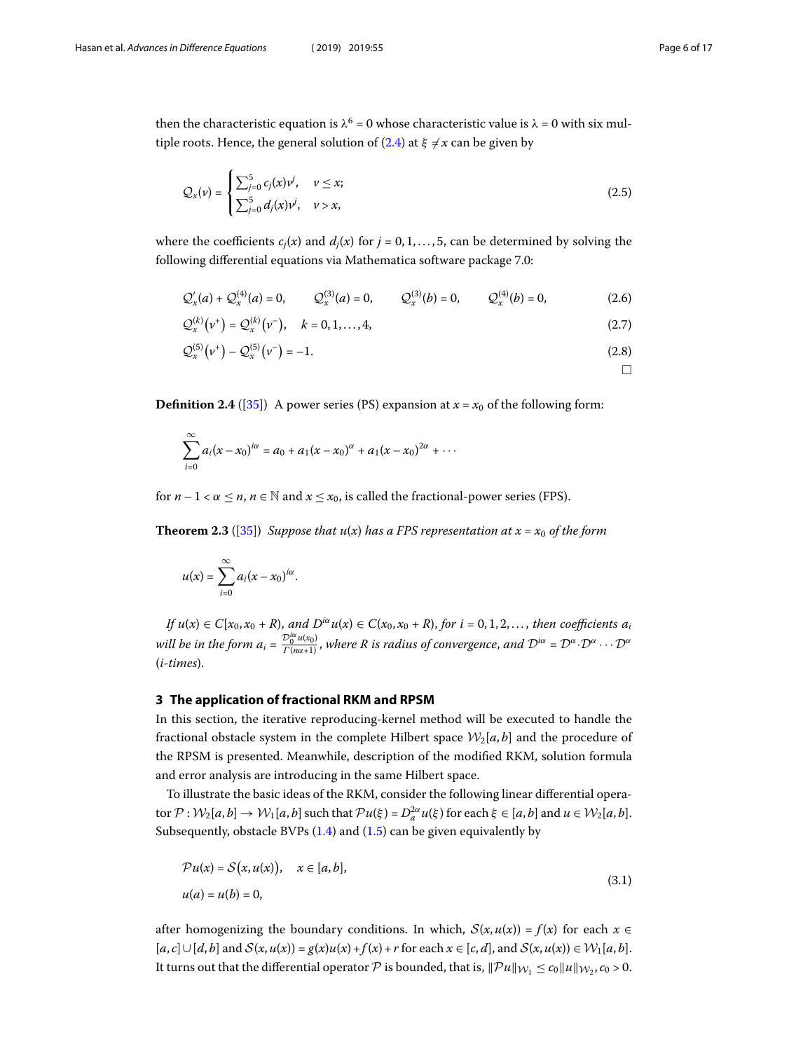then the characteristic equation is $\lambda^6 = 0$ whose characteristic value is $\lambda = 0$ with six multiple roots. Hence, the general solution of (2.4) at $\xi \neq x$ can be given by

$$\mathcal{Q}_x(\nu) = \begin{cases} \sum_{j=0}^{5} c_j(x)\nu^j, & \nu \leq x; \\ \sum_{j=0}^{5} d_j(x)\nu^j, & \nu > x, \end{cases} \tag{2.5}$$

where the coefficients $c_j(x)$ and $d_j(x)$ for $j = 0, 1, \ldots, 5$, can be determined by solving the following differential equations via Mathematica software package 7.0:

$$\mathcal{Q}'_x(a) + \mathcal{Q}^{(4)}_x(a) = 0, \qquad \mathcal{Q}^{(3)}_x(a) = 0, \qquad \mathcal{Q}^{(3)}_x(b) = 0, \qquad \mathcal{Q}^{(4)}_x(b) = 0, \tag{2.6}$$

$$\mathcal{Q}^{(k)}_x(\nu^+) = \mathcal{Q}^{(k)}_x(\nu^-), \quad k = 0, 1, \ldots, 4, \tag{2.7}$$

$$\mathcal{Q}^{(5)}_x(\nu^+) - \mathcal{Q}^{(5)}_x(\nu^-) = -1. \tag{2.8}$$

□

**Definition 2.4** ([35]) A power series (PS) expansion at $x = x_0$ of the following form:

$$\sum_{i=0}^{\infty} a_i (x - x_0)^{i\alpha} = a_0 + a_1 (x - x_0)^{\alpha} + a_1 (x - x_0)^{2\alpha} + \cdots$$

for $n - 1 < \alpha \leq n$, $n \in \mathbb{N}$ and $x \leq x_0$, is called the fractional-power series (FPS).

**Theorem 2.3** ([35]) *Suppose that $u(x)$ has a FPS representation at $x = x_0$ of the form*

$$u(x) = \sum_{i=0}^{\infty} a_i (x - x_0)^{i\alpha}.$$

*If $u(x) \in C[x_0, x_0 + R)$, and $D^{i\alpha}u(x) \in C(x_0, x_0 + R)$, for $i = 0, 1, 2, \ldots$, then coefficients $a_i$ will be in the form $a_i = \frac{\mathcal{D}_0^{i\alpha}u(x_0)}{\Gamma(n\alpha+1)}$, where $R$ is radius of convergence, and $\mathcal{D}^{i\alpha} = \mathcal{D}^{\alpha} \cdot \mathcal{D}^{\alpha} \cdots \mathcal{D}^{\alpha}$ ($i$-times).*

## 3 The application of fractional RKM and RPSM

In this section, the iterative reproducing-kernel method will be executed to handle the fractional obstacle system in the complete Hilbert space $\mathcal{W}_2[a, b]$ and the procedure of the RPSM is presented. Meanwhile, description of the modified RKM, solution formula and error analysis are introducing in the same Hilbert space.

To illustrate the basic ideas of the RKM, consider the following linear differential operator $\mathcal{P} : \mathcal{W}_2[a, b] \to \mathcal{W}_1[a, b]$ such that $\mathcal{P}u(\xi) = D_a^{2\alpha}u(\xi)$ for each $\xi \in [a, b]$ and $u \in \mathcal{W}_2[a, b]$. Subsequently, obstacle BVPs (1.4) and (1.5) can be given equivalently by

$$\begin{aligned} &\mathcal{P}u(x) = \mathcal{S}(x, u(x)), \quad x \in [a, b], \\ &u(a) = u(b) = 0, \end{aligned} \tag{3.1}$$

after homogenizing the boundary conditions. In which, $\mathcal{S}(x, u(x)) = f(x)$ for each $x \in [a, c] \cup [d, b]$ and $\mathcal{S}(x, u(x)) = g(x)u(x) + f(x) + r$ for each $x \in [c, d]$, and $\mathcal{S}(x, u(x)) \in \mathcal{W}_1[a, b]$. It turns out that the differential operator $\mathcal{P}$ is bounded, that is, $\|\mathcal{P}u\|_{\mathcal{W}_1} \leq c_0 \|u\|_{\mathcal{W}_2}, c_0 > 0$.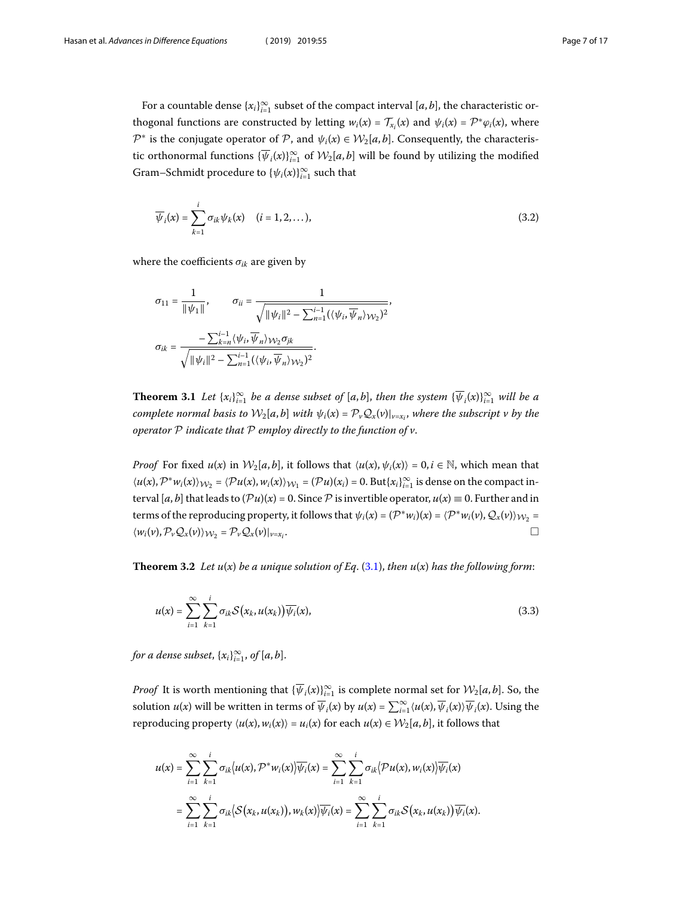For a countable dense $\{x_i\}_{i=1}^{\infty}$ subset of the compact interval $[a,b]$, the characteristic orthogonal functions are constructed by letting $w_i(x) = \mathcal{T}_{x_i}(x)$ and $\psi_i(x) = \mathcal{P}^*\varphi_i(x)$, where $\mathcal{P}^*$ is the conjugate operator of $\mathcal{P}$, and $\psi_i(x) \in \mathcal{W}_2[a,b]$. Consequently, the characteristic orthonormal functions $\{\overline{\psi}_i(x)\}_{i=1}^{\infty}$ of $\mathcal{W}_2[a,b]$ will be found by utilizing the modified Gram–Schmidt procedure to $\{\psi_i(x)\}_{i=1}^{\infty}$ such that

$$\overline{\psi}_i(x) = \sum_{k=1}^{i} \sigma_{ik}\psi_k(x) \quad (i = 1, 2, \dots), \tag{3.2}$$

where the coefficients $\sigma_{ik}$ are given by

$$\sigma_{11} = \frac{1}{\|\psi_1\|}, \qquad \sigma_{ii} = \frac{1}{\sqrt{\|\psi_i\|^2 - \sum_{n=1}^{i-1}(\langle \psi_i, \overline{\psi}_n\rangle_{\mathcal{W}_2})^2}},$$

$$\sigma_{ik} = \frac{-\sum_{k=n}^{i-1}\langle \psi_i, \overline{\psi}_n\rangle_{\mathcal{W}_2}\sigma_{jk}}{\sqrt{\|\psi_i\|^2 - \sum_{n=1}^{i-1}(\langle \psi_i, \overline{\psi}_n\rangle_{\mathcal{W}_2})^2}}.$$

**Theorem 3.1** *Let $\{x_i\}_{i=1}^{\infty}$ be a dense subset of $[a,b]$, then the system $\{\overline{\psi}_i(x)\}_{i=1}^{\infty}$ will be a complete normal basis to $\mathcal{W}_2[a,b]$ with $\psi_i(x) = \mathcal{P}_v\mathcal{Q}_x(v)|_{v=x_i}$, where the subscript $v$ by the operator $\mathcal{P}$ indicate that $\mathcal{P}$ employ directly to the function of $v$.*

*Proof* For fixed $u(x)$ in $\mathcal{W}_2[a,b]$, it follows that $\langle u(x), \psi_i(x)\rangle = 0, i \in \mathbb{N}$, which mean that $\langle u(x), \mathcal{P}^*w_i(x)\rangle_{\mathcal{W}_2} = \langle \mathcal{P}u(x), w_i(x)\rangle_{\mathcal{W}_1} = (\mathcal{P}u)(x_i) = 0$. But $\{x_i\}_{i=1}^{\infty}$ is dense on the compact interval $[a,b]$ that leads to $(\mathcal{P}u)(x) = 0$. Since $\mathcal{P}$ is invertible operator, $u(x) \equiv 0$. Further and in terms of the reproducing property, it follows that $\psi_i(x) = (\mathcal{P}^*w_i)(x) = \langle \mathcal{P}^*w_i(v), \mathcal{Q}_x(v)\rangle_{\mathcal{W}_2} = \langle w_i(v), \mathcal{P}_v\mathcal{Q}_x(v)\rangle_{\mathcal{W}_2} = \mathcal{P}_v\mathcal{Q}_x(v)|_{v=x_i}$. □

**Theorem 3.2** *Let $u(x)$ be a unique solution of Eq. (3.1), then $u(x)$ has the following form:*

$$u(x) = \sum_{i=1}^{\infty}\sum_{k=1}^{i} \sigma_{ik}\mathcal{S}(x_k, u(x_k))\overline{\psi_i}(x), \tag{3.3}$$

*for a dense subset, $\{x_i\}_{i=1}^{\infty}$, of $[a,b]$.*

*Proof* It is worth mentioning that $\{\overline{\psi}_i(x)\}_{i=1}^{\infty}$ is complete normal set for $\mathcal{W}_2[a,b]$. So, the solution $u(x)$ will be written in terms of $\overline{\psi}_i(x)$ by $u(x) = \sum_{i=1}^{\infty}\langle u(x), \overline{\psi}_i(x)\rangle\overline{\psi}_i(x)$. Using the reproducing property $\langle u(x), w_i(x)\rangle = u_i(x)$ for each $u(x) \in \mathcal{W}_2[a,b]$, it follows that

$$\begin{aligned}
u(x) &= \sum_{i=1}^{\infty}\sum_{k=1}^{i} \sigma_{ik}\langle u(x), \mathcal{P}^*w_i(x)\rangle\overline{\psi_i}(x) = \sum_{i=1}^{\infty}\sum_{k=1}^{i} \sigma_{ik}\langle \mathcal{P}u(x), w_i(x)\rangle\overline{\psi_i}(x) \\
&= \sum_{i=1}^{\infty}\sum_{k=1}^{i} \sigma_{ik}\langle \mathcal{S}(x_k, u(x_k)), w_k(x)\rangle\overline{\psi_i}(x) = \sum_{i=1}^{\infty}\sum_{k=1}^{i} \sigma_{ik}\mathcal{S}(x_k, u(x_k))\overline{\psi_i}(x).
\end{aligned}$$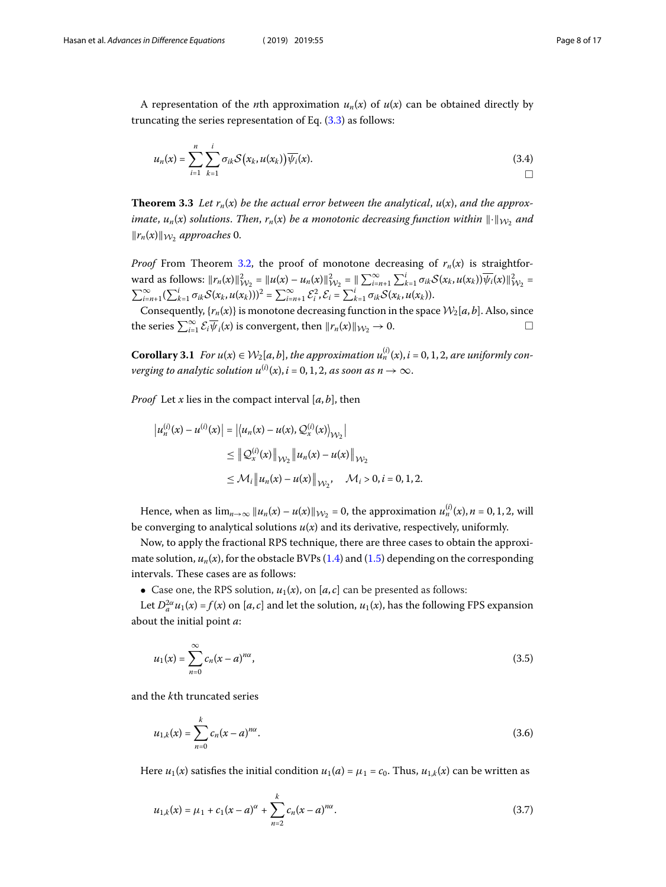A representation of the $n$th approximation $u_n(x)$ of $u(x)$ can be obtained directly by truncating the series representation of Eq. (3.3) as follows:

$$u_n(x) = \sum_{i=1}^{n} \sum_{k=1}^{i} \sigma_{ik} \mathcal{S}(x_k, u(x_k)) \overline{\psi_i}(x). \tag{3.4}$$

□

**Theorem 3.3** *Let $r_n(x)$ be the actual error between the analytical, $u(x)$, and the approximate, $u_n(x)$ solutions. Then, $r_n(x)$ be a monotonic decreasing function within $\|\cdot\|_{\mathcal{W}_2}$ and $\|r_n(x)\|_{\mathcal{W}_2}$ approaches 0.*

*Proof* From Theorem 3.2, the proof of monotone decreasing of $r_n(x)$ is straightforward as follows: $\|r_n(x)\|^2_{\mathcal{W}_2} = \|u(x) - u_n(x)\|^2_{\mathcal{W}_2} = \|\sum_{i=n+1}^{\infty} \sum_{k=1}^{i} \sigma_{ik} \mathcal{S}(x_k, u(x_k)) \overline{\psi_i}(x)\|^2_{\mathcal{W}_2} = \sum_{i=n+1}^{\infty} (\sum_{k=1}^{i} \sigma_{ik} \mathcal{S}(x_k, u(x_k)))^2 = \sum_{i=n+1}^{\infty} \mathcal{E}_i^2, \mathcal{E}_i = \sum_{k=1}^{i} \sigma_{ik} \mathcal{S}(x_k, u(x_k))$.

Consequently, $\{r_n(x)\}$ is monotone decreasing function in the space $\mathcal{W}_2[a,b]$. Also, since the series $\sum_{i=1}^{\infty} \mathcal{E}_i \overline{\psi}_i(x)$ is convergent, then $\|r_n(x)\|_{\mathcal{W}_2} \to 0$. □

**Corollary 3.1** *For $u(x) \in \mathcal{W}_2[a,b]$, the approximation $u_n^{(i)}(x), i = 0,1,2$, are uniformly converging to analytic solution $u^{(i)}(x), i = 0,1,2$, as soon as $n \to \infty$.*

*Proof* Let $x$ lies in the compact interval $[a,b]$, then

$$\begin{aligned} \left|u_n^{(i)}(x) - u^{(i)}(x)\right| &= \left|\langle u_n(x) - u(x), \mathcal{Q}_x^{(i)}(x)\rangle_{\mathcal{W}_2}\right| \\ &\leq \left\|\mathcal{Q}_x^{(i)}(x)\right\|_{\mathcal{W}_2} \left\|u_n(x) - u(x)\right\|_{\mathcal{W}_2} \\ &\leq \mathcal{M}_i \left\|u_n(x) - u(x)\right\|_{\mathcal{W}_2}, \quad \mathcal{M}_i > 0, i = 0,1,2. \end{aligned}$$

Hence, when as $\lim_{n\to\infty} \|u_n(x) - u(x)\|_{\mathcal{W}_2} = 0$, the approximation $u_n^{(i)}(x), n = 0,1,2$, will be converging to analytical solutions $u(x)$ and its derivative, respectively, uniformly.

Now, to apply the fractional RPS technique, there are three cases to obtain the approximate solution, $u_n(x)$, for the obstacle BVPs (1.4) and (1.5) depending on the corresponding intervals. These cases are as follows:

- Case one, the RPS solution, $u_1(x)$, on $[a,c]$ can be presented as follows:

Let $D_a^{2\alpha} u_1(x) = f(x)$ on $[a,c]$ and let the solution, $u_1(x)$, has the following FPS expansion about the initial point $a$:

$$u_1(x) = \sum_{n=0}^{\infty} c_n (x-a)^{n\alpha}, \tag{3.5}$$

and the $k$th truncated series

$$u_{1,k}(x) = \sum_{n=0}^{k} c_n (x-a)^{n\alpha}. \tag{3.6}$$

Here $u_1(x)$ satisfies the initial condition $u_1(a) = \mu_1 = c_0$. Thus, $u_{1,k}(x)$ can be written as

$$u_{1,k}(x) = \mu_1 + c_1 (x-a)^{\alpha} + \sum_{n=2}^{k} c_n (x-a)^{n\alpha}. \tag{3.7}$$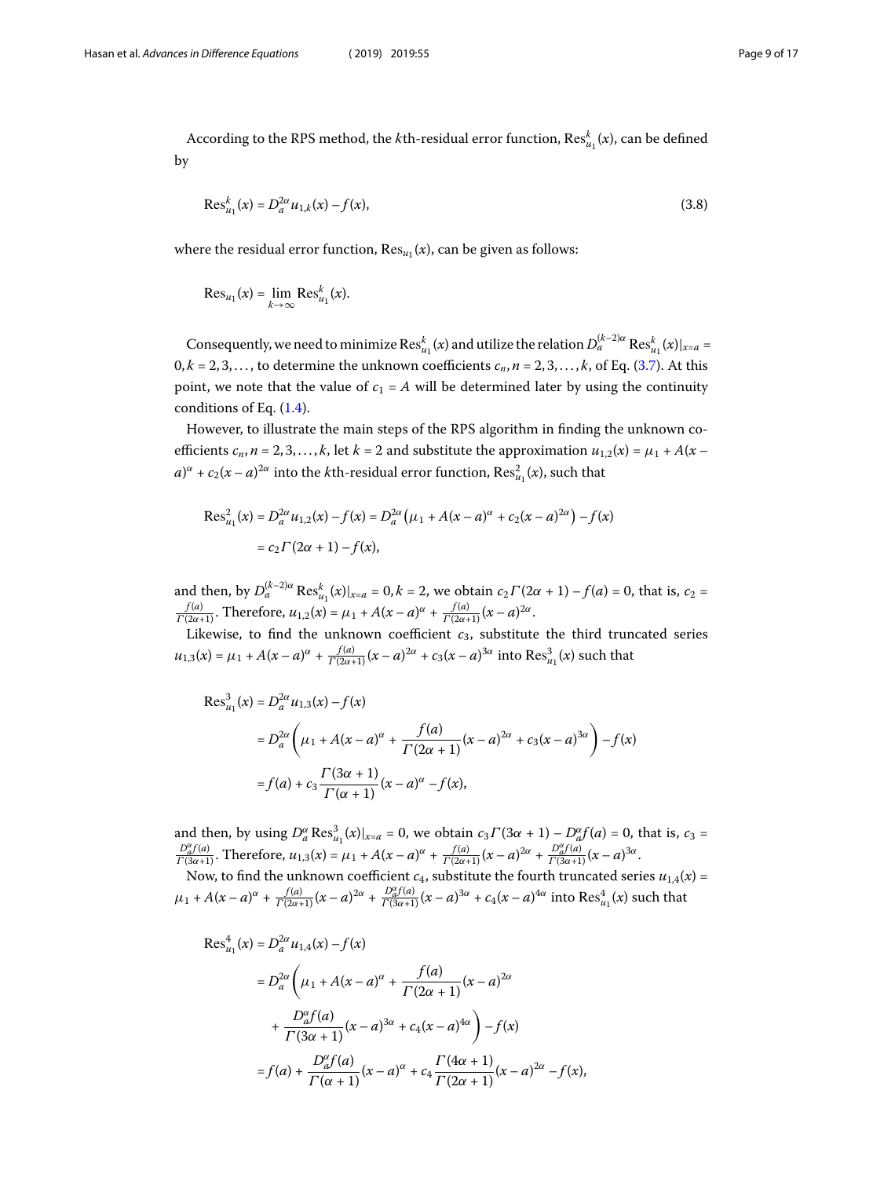According to the RPS method, the $k$th-residual error function, $\operatorname{Res}_{u_1}^k(x)$, can be defined by

$$\operatorname{Res}_{u_1}^k(x) = D_a^{2\alpha} u_{1,k}(x) - f(x), \tag{3.8}$$

where the residual error function, $\operatorname{Res}_{u_1}(x)$, can be given as follows:

$$\operatorname{Res}_{u_1}(x) = \lim_{k\to\infty} \operatorname{Res}_{u_1}^k(x).$$

Consequently, we need to minimize $\operatorname{Res}_{u_1}^k(x)$ and utilize the relation $D_a^{(k-2)\alpha} \operatorname{Res}_{u_1}^k(x)|_{x=a} = 0, k = 2, 3, \ldots$, to determine the unknown coefficients $c_n, n = 2, 3, \ldots, k$, of Eq. (3.7). At this point, we note that the value of $c_1 = A$ will be determined later by using the continuity conditions of Eq. (1.4).

However, to illustrate the main steps of the RPS algorithm in finding the unknown coefficients $c_n, n = 2, 3, \ldots, k$, let $k = 2$ and substitute the approximation $u_{1,2}(x) = \mu_1 + A(x-a)^\alpha + c_2(x-a)^{2\alpha}$ into the $k$th-residual error function, $\operatorname{Res}_{u_1}^2(x)$, such that

$$\begin{aligned}
\operatorname{Res}_{u_1}^2(x) &= D_a^{2\alpha} u_{1,2}(x) - f(x) = D_a^{2\alpha}\left(\mu_1 + A(x-a)^\alpha + c_2(x-a)^{2\alpha}\right) - f(x) \\
&= c_2 \Gamma(2\alpha+1) - f(x),
\end{aligned}$$

and then, by $D_a^{(k-2)\alpha} \operatorname{Res}_{u_1}^k(x)|_{x=a} = 0, k = 2$, we obtain $c_2 \Gamma(2\alpha+1) - f(a) = 0$, that is, $c_2 = \frac{f(a)}{\Gamma(2\alpha+1)}$. Therefore, $u_{1,2}(x) = \mu_1 + A(x-a)^\alpha + \frac{f(a)}{\Gamma(2\alpha+1)}(x-a)^{2\alpha}$.

Likewise, to find the unknown coefficient $c_3$, substitute the third truncated series $u_{1,3}(x) = \mu_1 + A(x-a)^\alpha + \frac{f(a)}{\Gamma(2\alpha+1)}(x-a)^{2\alpha} + c_3(x-a)^{3\alpha}$ into $\operatorname{Res}_{u_1}^3(x)$ such that

$$\begin{aligned}
\operatorname{Res}_{u_1}^3(x) &= D_a^{2\alpha} u_{1,3}(x) - f(x) \\
&= D_a^{2\alpha}\left(\mu_1 + A(x-a)^\alpha + \frac{f(a)}{\Gamma(2\alpha+1)}(x-a)^{2\alpha} + c_3(x-a)^{3\alpha}\right) - f(x) \\
&= f(a) + c_3 \frac{\Gamma(3\alpha+1)}{\Gamma(\alpha+1)}(x-a)^\alpha - f(x),
\end{aligned}$$

and then, by using $D_a^\alpha \operatorname{Res}_{u_1}^3(x)|_{x=a} = 0$, we obtain $c_3 \Gamma(3\alpha+1) - D_a^\alpha f(a) = 0$, that is, $c_3 = \frac{D_a^\alpha f(a)}{\Gamma(3\alpha+1)}$. Therefore, $u_{1,3}(x) = \mu_1 + A(x-a)^\alpha + \frac{f(a)}{\Gamma(2\alpha+1)}(x-a)^{2\alpha} + \frac{D_a^\alpha f(a)}{\Gamma(3\alpha+1)}(x-a)^{3\alpha}$.

Now, to find the unknown coefficient $c_4$, substitute the fourth truncated series $u_{1,4}(x) = \mu_1 + A(x-a)^\alpha + \frac{f(a)}{\Gamma(2\alpha+1)}(x-a)^{2\alpha} + \frac{D_a^\alpha f(a)}{\Gamma(3\alpha+1)}(x-a)^{3\alpha} + c_4(x-a)^{4\alpha}$ into $\operatorname{Res}_{u_1}^4(x)$ such that

$$\begin{aligned}
\operatorname{Res}_{u_1}^4(x) &= D_a^{2\alpha} u_{1,4}(x) - f(x) \\
&= D_a^{2\alpha}\left(\mu_1 + A(x-a)^\alpha + \frac{f(a)}{\Gamma(2\alpha+1)}(x-a)^{2\alpha}\right. \\
&\quad \left. + \frac{D_a^\alpha f(a)}{\Gamma(3\alpha+1)}(x-a)^{3\alpha} + c_4(x-a)^{4\alpha}\right) - f(x) \\
&= f(a) + \frac{D_a^\alpha f(a)}{\Gamma(\alpha+1)}(x-a)^\alpha + c_4 \frac{\Gamma(4\alpha+1)}{\Gamma(2\alpha+1)}(x-a)^{2\alpha} - f(x),
\end{aligned}$$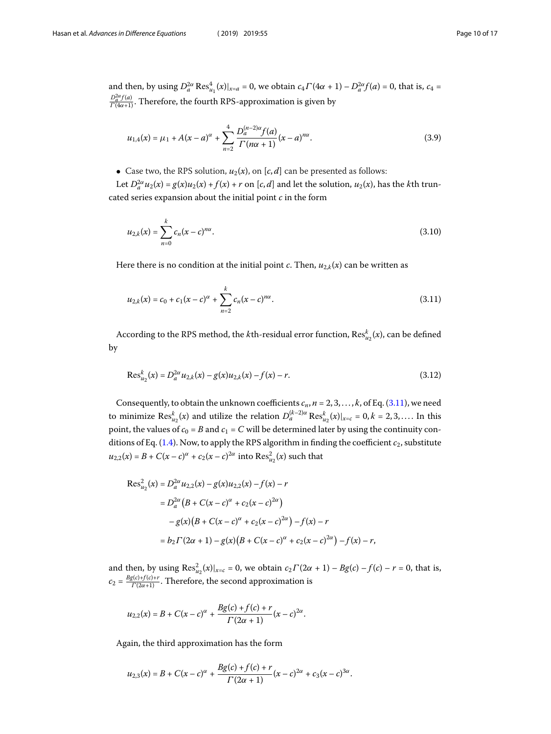and then, by using $D_a^{2\alpha}\operatorname{Res}_{u_1}^4(x)|_{x=a} = 0$, we obtain $c_4\Gamma(4\alpha+1) - D_a^{2\alpha}f(a) = 0$, that is, $c_4 = \frac{D_a^{2\alpha}f(a)}{\Gamma(4\alpha+1)}$. Therefore, the fourth RPS-approximation is given by

$$u_{1,4}(x) = \mu_1 + A(x-a)^\alpha + \sum_{n=2}^{4} \frac{D_a^{(n-2)\alpha}f(a)}{\Gamma(n\alpha+1)}(x-a)^{n\alpha}. \tag{3.9}$$

- Case two, the RPS solution, $u_2(x)$, on $[c,d]$ can be presented as follows:

Let $D_a^{2\alpha}u_2(x) = g(x)u_2(x) + f(x) + r$ on $[c,d]$ and let the solution, $u_2(x)$, has the $k$th truncated series expansion about the initial point $c$ in the form

$$u_{2,k}(x) = \sum_{n=0}^{k} c_n(x-c)^{n\alpha}. \tag{3.10}$$

Here there is no condition at the initial point $c$. Then, $u_{2,k}(x)$ can be written as

$$u_{2,k}(x) = c_0 + c_1(x-c)^\alpha + \sum_{n=2}^{k} c_n(x-c)^{n\alpha}. \tag{3.11}$$

According to the RPS method, the $k$th-residual error function, $\operatorname{Res}_{u_2}^k(x)$, can be defined by

$$\operatorname{Res}_{u_2}^k(x) = D_a^{2\alpha}u_{2,k}(x) - g(x)u_{2,k}(x) - f(x) - r. \tag{3.12}$$

Consequently, to obtain the unknown coefficients $c_n, n = 2,3,\ldots,k$, of Eq. (3.11), we need to minimize $\operatorname{Res}_{u_2}^k(x)$ and utilize the relation $D_a^{(k-2)\alpha}\operatorname{Res}_{u_2}^k(x)|_{x=c} = 0, k = 2,3,\ldots$. In this point, the values of $c_0 = B$ and $c_1 = C$ will be determined later by using the continuity conditions of Eq. (1.4). Now, to apply the RPS algorithm in finding the coefficient $c_2$, substitute $u_{2,2}(x) = B + C(x-c)^\alpha + c_2(x-c)^{2\alpha}$ into $\operatorname{Res}_{u_2}^2(x)$ such that

$$\begin{aligned}
\operatorname{Res}_{u_2}^2(x) &= D_a^{2\alpha}u_{2,2}(x) - g(x)u_{2,2}(x) - f(x) - r \\
&= D_a^{2\alpha}\big(B + C(x-c)^\alpha + c_2(x-c)^{2\alpha}\big) \\
&\quad - g(x)\big(B + C(x-c)^\alpha + c_2(x-c)^{2\alpha}\big) - f(x) - r \\
&= b_2\Gamma(2\alpha+1) - g(x)\big(B + C(x-c)^\alpha + c_2(x-c)^{2\alpha}\big) - f(x) - r,
\end{aligned}$$

and then, by using $\operatorname{Res}_{u_2}^2(x)|_{x=c} = 0$, we obtain $c_2\Gamma(2\alpha+1) - Bg(c) - f(c) - r = 0$, that is, $c_2 = \frac{Bg(c)+f(c)+r}{\Gamma(2\alpha+1)}$. Therefore, the second approximation is

$$u_{2,2}(x) = B + C(x-c)^\alpha + \frac{Bg(c)+f(c)+r}{\Gamma(2\alpha+1)}(x-c)^{2\alpha}.$$

Again, the third approximation has the form

$$u_{2,3}(x) = B + C(x-c)^\alpha + \frac{Bg(c)+f(c)+r}{\Gamma(2\alpha+1)}(x-c)^{2\alpha} + c_3(x-c)^{3\alpha}.$$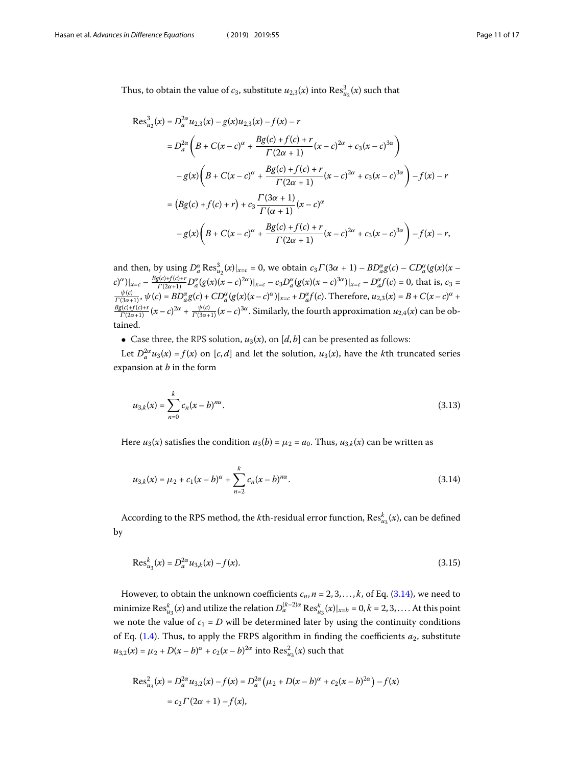Thus, to obtain the value of $c_3$, substitute $u_{2,3}(x)$ into $\operatorname{Res}_{u_2}^3(x)$ such that

$$
\begin{aligned}
\operatorname{Res}_{u_2}^3(x) &= D_a^{2\alpha} u_{2,3}(x) - g(x)u_{2,3}(x) - f(x) - r \\
&= D_a^{2\alpha}\left(B + C(x-c)^{\alpha} + \frac{Bg(c)+f(c)+r}{\Gamma(2\alpha+1)}(x-c)^{2\alpha} + c_3(x-c)^{3\alpha}\right) \\
&\quad - g(x)\left(B + C(x-c)^{\alpha} + \frac{Bg(c)+f(c)+r}{\Gamma(2\alpha+1)}(x-c)^{2\alpha} + c_3(x-c)^{3\alpha}\right) - f(x) - r \\
&= \left(Bg(c)+f(c)+r\right) + c_3\frac{\Gamma(3\alpha+1)}{\Gamma(\alpha+1)}(x-c)^{\alpha} \\
&\quad - g(x)\left(B + C(x-c)^{\alpha} + \frac{Bg(c)+f(c)+r}{\Gamma(2\alpha+1)}(x-c)^{2\alpha} + c_3(x-c)^{3\alpha}\right) - f(x) - r,
\end{aligned}
$$

and then, by using $D_a^{\alpha}\operatorname{Res}_{u_2}^3(x)|_{x=c} = 0$, we obtain $c_3\Gamma(3\alpha+1) - BD_a^{\alpha}g(c) - CD_a^{\alpha}(g(x)(x-c)^{\alpha})|_{x=c} - \frac{Bg(c)+f(c)+r}{\Gamma(2\alpha+1)}D_a^{\alpha}(g(x)(x-c)^{2\alpha})|_{x=c} - c_3D_a^{\alpha}(g(x)(x-c)^{3\alpha})|_{x=c} - D_a^{\alpha}f(c) = 0$, that is, $c_3 = \frac{\psi(c)}{\Gamma(3\alpha+1)}$, $\psi(c) = BD_a^{\alpha}g(c) + CD_a^{\alpha}(g(x)(x-c)^{\alpha})|_{x=c} + D_a^{\alpha}f(c)$. Therefore, $u_{2,3}(x) = B + C(x-c)^{\alpha} + \frac{Bg(c)+f(c)+r}{\Gamma(2\alpha+1)}(x-c)^{2\alpha} + \frac{\psi(c)}{\Gamma(3\alpha+1)}(x-c)^{3\alpha}$. Similarly, the fourth approximation $u_{2,4}(x)$ can be obtained.

- Case three, the RPS solution, $u_3(x)$, on $[d,b]$ can be presented as follows:

Let $D_a^{2\alpha}u_3(x) = f(x)$ on $[c,d]$ and let the solution, $u_3(x)$, have the $k$th truncated series expansion at $b$ in the form

$$
u_{3,k}(x) = \sum_{n=0}^{k} c_n(x-b)^{n\alpha}. \tag{3.13}
$$

Here $u_3(x)$ satisfies the condition $u_3(b) = \mu_2 = a_0$. Thus, $u_{3,k}(x)$ can be written as

$$
u_{3,k}(x) = \mu_2 + c_1(x-b)^{\alpha} + \sum_{n=2}^{k} c_n(x-b)^{n\alpha}. \tag{3.14}
$$

According to the RPS method, the $k$th-residual error function, $\operatorname{Res}_{u_3}^k(x)$, can be defined by

$$
\operatorname{Res}_{u_3}^k(x) = D_a^{2\alpha}u_{3,k}(x) - f(x). \tag{3.15}
$$

However, to obtain the unknown coefficients $c_n, n = 2,3,\ldots,k$, of Eq. (3.14), we need to minimize $\operatorname{Res}_{u_3}^k(x)$ and utilize the relation $D_a^{(k-2)\alpha}\operatorname{Res}_{u_3}^k(x)|_{x=b} = 0, k = 2,3,\ldots$. At this point we note the value of $c_1 = D$ will be determined later by using the continuity conditions of Eq. (1.4). Thus, to apply the FRPS algorithm in finding the coefficients $a_2$, substitute $u_{3,2}(x) = \mu_2 + D(x-b)^{\alpha} + c_2(x-b)^{2\alpha}$ into $\operatorname{Res}_{u_3}^2(x)$ such that

$$
\begin{aligned}
\operatorname{Res}_{u_3}^2(x) &= D_a^{2\alpha}u_{3,2}(x) - f(x) = D_a^{2\alpha}\left(\mu_2 + D(x-b)^{\alpha} + c_2(x-b)^{2\alpha}\right) - f(x) \\
&= c_2\Gamma(2\alpha+1) - f(x),
\end{aligned}
$$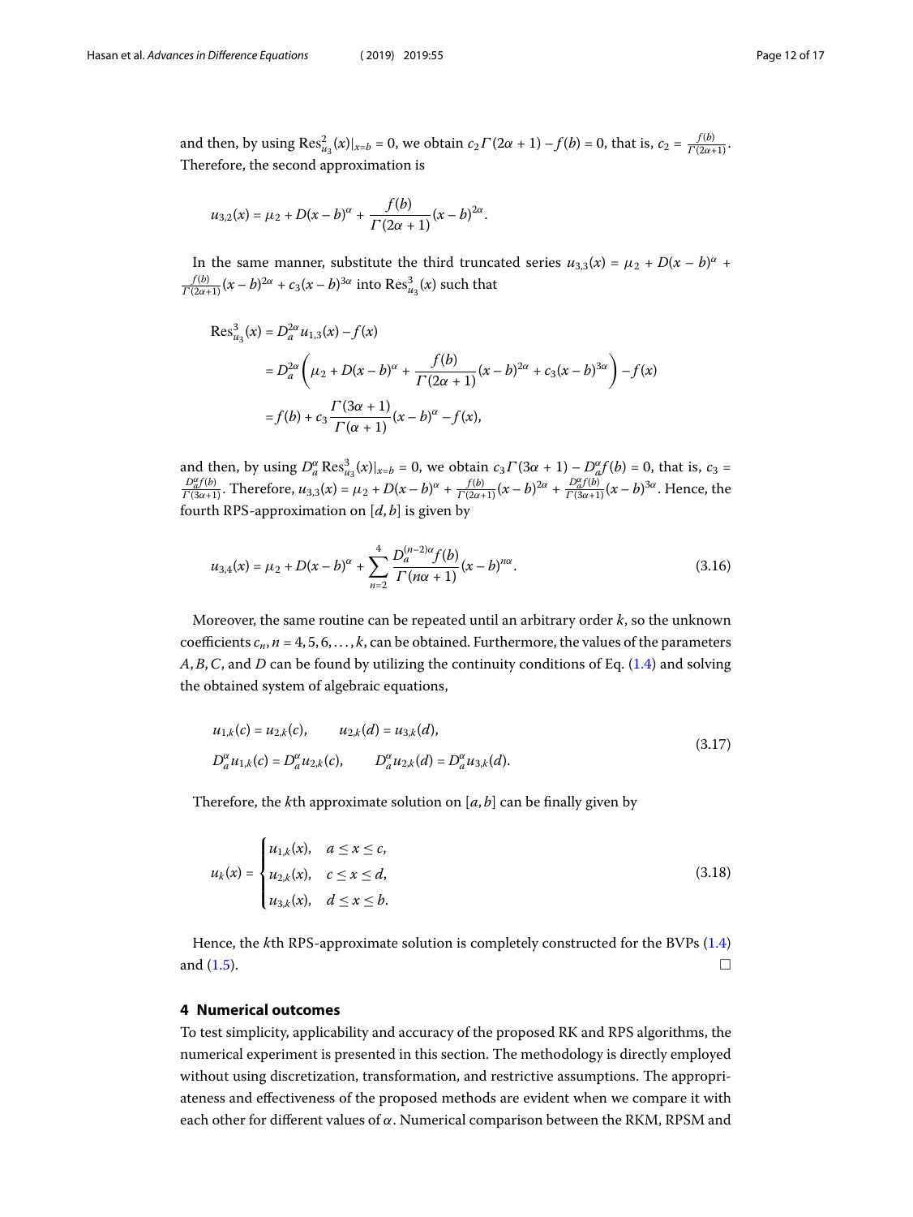and then, by using $\operatorname{Res}_{u_3}^2(x)|_{x=b} = 0$, we obtain $c_2\Gamma(2\alpha+1) - f(b) = 0$, that is, $c_2 = \frac{f(b)}{\Gamma(2\alpha+1)}$. Therefore, the second approximation is

$$u_{3,2}(x) = \mu_2 + D(x-b)^\alpha + \frac{f(b)}{\Gamma(2\alpha+1)}(x-b)^{2\alpha}.$$

In the same manner, substitute the third truncated series $u_{3,3}(x) = \mu_2 + D(x-b)^\alpha + \frac{f(b)}{\Gamma(2\alpha+1)}(x-b)^{2\alpha} + c_3(x-b)^{3\alpha}$ into $\operatorname{Res}_{u_3}^3(x)$ such that

$$\begin{aligned}
\operatorname{Res}_{u_3}^3(x) &= D_a^{2\alpha} u_{1,3}(x) - f(x) \\
&= D_a^{2\alpha}\left(\mu_2 + D(x-b)^\alpha + \frac{f(b)}{\Gamma(2\alpha+1)}(x-b)^{2\alpha} + c_3(x-b)^{3\alpha}\right) - f(x) \\
&= f(b) + c_3\frac{\Gamma(3\alpha+1)}{\Gamma(\alpha+1)}(x-b)^\alpha - f(x),
\end{aligned}$$

and then, by using $D_a^\alpha \operatorname{Res}_{u_3}^3(x)|_{x=b} = 0$, we obtain $c_3\Gamma(3\alpha+1) - D_a^\alpha f(b) = 0$, that is, $c_3 = \frac{D_a^\alpha f(b)}{\Gamma(3\alpha+1)}$. Therefore, $u_{3,3}(x) = \mu_2 + D(x-b)^\alpha + \frac{f(b)}{\Gamma(2\alpha+1)}(x-b)^{2\alpha} + \frac{D_a^\alpha f(b)}{\Gamma(3\alpha+1)}(x-b)^{3\alpha}$. Hence, the fourth RPS-approximation on $[d,b]$ is given by

$$u_{3,4}(x) = \mu_2 + D(x-b)^\alpha + \sum_{n=2}^{4}\frac{D_a^{(n-2)\alpha}f(b)}{\Gamma(n\alpha+1)}(x-b)^{n\alpha}. \tag{3.16}$$

Moreover, the same routine can be repeated until an arbitrary order $k$, so the unknown coefficients $c_n, n = 4,5,6,\ldots,k$, can be obtained. Furthermore, the values of the parameters $A, B, C$, and $D$ can be found by utilizing the continuity conditions of Eq. (1.4) and solving the obtained system of algebraic equations,

$$\begin{aligned}
&u_{1,k}(c) = u_{2,k}(c), \qquad u_{2,k}(d) = u_{3,k}(d), \\
&D_a^\alpha u_{1,k}(c) = D_a^\alpha u_{2,k}(c), \qquad D_a^\alpha u_{2,k}(d) = D_a^\alpha u_{3,k}(d).
\end{aligned} \tag{3.17}$$

Therefore, the $k$th approximate solution on $[a,b]$ can be finally given by

$$u_k(x) = \begin{cases} u_{1,k}(x), & a \le x \le c, \\ u_{2,k}(x), & c \le x \le d, \\ u_{3,k}(x), & d \le x \le b. \end{cases} \tag{3.18}$$

Hence, the $k$th RPS-approximate solution is completely constructed for the BVPs (1.4) and (1.5). □

## 4 Numerical outcomes

To test simplicity, applicability and accuracy of the proposed RK and RPS algorithms, the numerical experiment is presented in this section. The methodology is directly employed without using discretization, transformation, and restrictive assumptions. The appropriateness and effectiveness of the proposed methods are evident when we compare it with each other for different values of $\alpha$. Numerical comparison between the RKM, RPSM and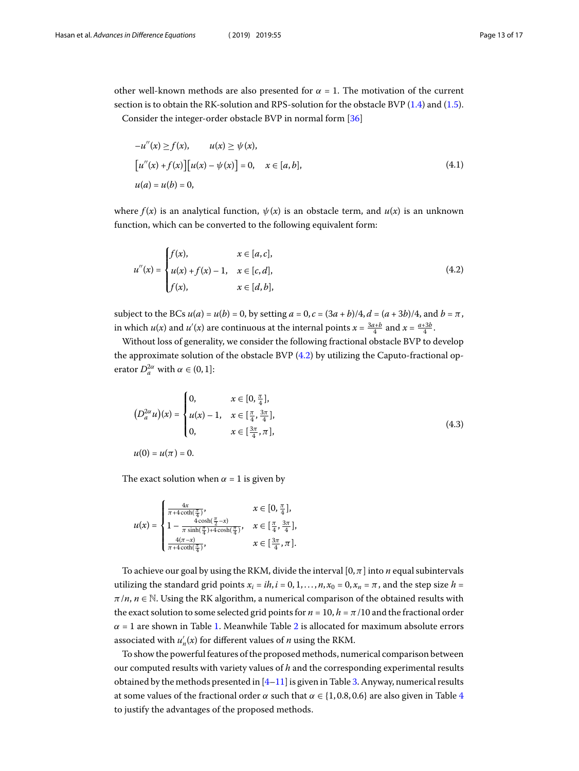other well-known methods are also presented for $\alpha = 1$. The motivation of the current section is to obtain the RK-solution and RPS-solution for the obstacle BVP (1.4) and (1.5).

Consider the integer-order obstacle BVP in normal form [36]

$$
\begin{aligned}
&-u''(x) \geq f(x), \qquad u(x) \geq \psi(x), \\
&\left[u''(x) + f(x)\right]\left[u(x) - \psi(x)\right] = 0, \quad x \in [a,b], \\
&u(a) = u(b) = 0,
\end{aligned}
\tag{4.1}
$$

where $f(x)$ is an analytical function, $\psi(x)$ is an obstacle term, and $u(x)$ is an unknown function, which can be converted to the following equivalent form:

$$
u''(x) = \begin{cases} f(x), & x \in [a,c], \\ u(x) + f(x) - 1, & x \in [c,d], \\ f(x), & x \in [d,b], \end{cases}
\tag{4.2}
$$

subject to the BCs $u(a) = u(b) = 0$, by setting $a = 0, c = (3a+b)/4, d = (a+3b)/4$, and $b = \pi$, in which $u(x)$ and $u'(x)$ are continuous at the internal points $x = \frac{3a+b}{4}$ and $x = \frac{a+3b}{4}$.

Without loss of generality, we consider the following fractional obstacle BVP to develop the approximate solution of the obstacle BVP (4.2) by utilizing the Caputo-fractional operator $D_a^{2\alpha}$ with $\alpha \in (0,1]$:

$$
\begin{aligned}
&\left(D_a^{2\alpha} u\right)(x) = \begin{cases} 0, & x \in [0, \frac{\pi}{4}], \\ u(x) - 1, & x \in [\frac{\pi}{4}, \frac{3\pi}{4}], \\ 0, & x \in [\frac{3\pi}{4}, \pi], \end{cases} \\
&u(0) = u(\pi) = 0.
\end{aligned}
\tag{4.3}
$$

The exact solution when $\alpha = 1$ is given by

$$
u(x) = \begin{cases} \frac{4x}{\pi + 4\coth(\frac{\pi}{4})}, & x \in [0, \frac{\pi}{4}], \\ 1 - \frac{4\cosh(\frac{\pi}{2} - x)}{\pi \sinh(\frac{\pi}{4}) + 4\cosh(\frac{\pi}{4})}, & x \in [\frac{\pi}{4}, \frac{3\pi}{4}], \\ \frac{4(\pi - x)}{\pi + 4\coth(\frac{\pi}{4})}, & x \in [\frac{3\pi}{4}, \pi]. \end{cases}
$$

To achieve our goal by using the RKM, divide the interval $[0,\pi]$ into $n$ equal subintervals utilizing the standard grid points $x_i = ih, i = 0,1,\ldots,n, x_0 = 0, x_n = \pi$, and the step size $h = \pi/n$, $n \in \mathbb{N}$. Using the RK algorithm, a numerical comparison of the obtained results with the exact solution to some selected grid points for $n = 10$, $h = \pi/10$ and the fractional order $\alpha = 1$ are shown in Table 1. Meanwhile Table 2 is allocated for maximum absolute errors associated with $u_n'(x)$ for different values of $n$ using the RKM.

To show the powerful features of the proposed methods, numerical comparison between our computed results with variety values of $h$ and the corresponding experimental results obtained by the methods presented in [4–11] is given in Table 3. Anyway, numerical results at some values of the fractional order $\alpha$ such that $\alpha \in \{1, 0.8, 0.6\}$ are also given in Table 4 to justify the advantages of the proposed methods.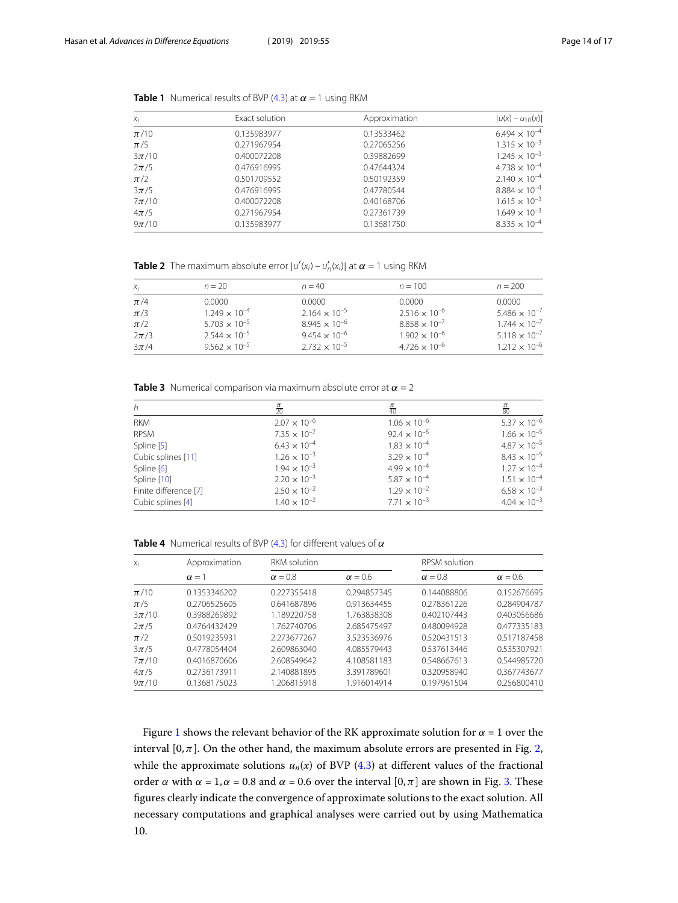**Table 1** Numerical results of BVP (4.3) at $\alpha = 1$ using RKM

| $x_i$ | Exact solution | Approximation | $\lvert u(x) - u_{10}(x)\rvert$ |
|---|---|---|---|
| $\pi/10$ | 0.135983977 | 0.13533462 | $6.494 \times 10^{-4}$ |
| $\pi/5$ | 0.271967954 | 0.27065256 | $1.315 \times 10^{-3}$ |
| $3\pi/10$ | 0.400072208 | 0.39882699 | $1.245 \times 10^{-3}$ |
| $2\pi/5$ | 0.476916995 | 0.47644324 | $4.738 \times 10^{-4}$ |
| $\pi/2$ | 0.501709552 | 0.50192359 | $2.140 \times 10^{-4}$ |
| $3\pi/5$ | 0.476916995 | 0.47780544 | $8.884 \times 10^{-4}$ |
| $7\pi/10$ | 0.400072208 | 0.40168706 | $1.615 \times 10^{-3}$ |
| $4\pi/5$ | 0.271967954 | 0.27361739 | $1.649 \times 10^{-3}$ |
| $9\pi/10$ | 0.135983977 | 0.13681750 | $8.335 \times 10^{-4}$ |

**Table 2** The maximum absolute error $\lvert u'(x_i) - u'_n(x_i)\rvert$ at $\alpha = 1$ using RKM

| $x_i$ | $n = 20$ | $n = 40$ | $n = 100$ | $n = 200$ |
|---|---|---|---|---|
| $\pi/4$ | 0.0000 | 0.0000 | 0.0000 | 0.0000 |
| $\pi/3$ | $1.249 \times 10^{-4}$ | $2.164 \times 10^{-5}$ | $2.516 \times 10^{-6}$ | $5.486 \times 10^{-7}$ |
| $\pi/2$ | $5.703 \times 10^{-5}$ | $8.945 \times 10^{-6}$ | $8.858 \times 10^{-7}$ | $1.744 \times 10^{-7}$ |
| $2\pi/3$ | $2.544 \times 10^{-5}$ | $9.454 \times 10^{-6}$ | $1.902 \times 10^{-6}$ | $5.118 \times 10^{-7}$ |
| $3\pi/4$ | $9.562 \times 10^{-5}$ | $2.732 \times 10^{-5}$ | $4.726 \times 10^{-6}$ | $1.212 \times 10^{-6}$ |

**Table 3** Numerical comparison via maximum absolute error at $\alpha = 2$

| $h$ | $\frac{\pi}{20}$ | $\frac{\pi}{40}$ | $\frac{\pi}{80}$ |
|---|---|---|---|
| RKM | $2.07 \times 10^{-6}$ | $1.06 \times 10^{-6}$ | $5.37 \times 10^{-6}$ |
| RPSM | $7.35 \times 10^{-7}$ | $92.4 \times 10^{-5}$ | $1.66 \times 10^{-5}$ |
| Spline [5] | $6.43 \times 10^{-4}$ | $1.83 \times 10^{-4}$ | $4.87 \times 10^{-5}$ |
| Cubic splines [11] | $1.26 \times 10^{-3}$ | $3.29 \times 10^{-4}$ | $8.43 \times 10^{-5}$ |
| Spline [6] | $1.94 \times 10^{-3}$ | $4.99 \times 10^{-4}$ | $1.27 \times 10^{-4}$ |
| Spline [10] | $2.20 \times 10^{-3}$ | $5.87 \times 10^{-4}$ | $1.51 \times 10^{-4}$ |
| Finite difference [7] | $2.50 \times 10^{-2}$ | $1.29 \times 10^{-2}$ | $6.58 \times 10^{-3}$ |
| Cubic splines [4] | $1.40 \times 10^{-2}$ | $7.71 \times 10^{-3}$ | $4.04 \times 10^{-3}$ |

**Table 4** Numerical results of BVP (4.3) for different values of $\alpha$

| $x_i$ | Approximation | RKM solution | | RPSM solution | |
|---|---|---|---|---|---|
| | $\alpha = 1$ | $\alpha = 0.8$ | $\alpha = 0.6$ | $\alpha = 0.8$ | $\alpha = 0.6$ |
| $\pi/10$ | 0.1353346202 | 0.227355418 | 0.294857345 | 0.144088806 | 0.152676695 |
| $\pi/5$ | 0.2706525605 | 0.641687896 | 0.913634455 | 0.278361226 | 0.284904787 |
| $3\pi/10$ | 0.3988269892 | 1.189220758 | 1.763838308 | 0.402107443 | 0.403056686 |
| $2\pi/5$ | 0.4764432429 | 1.762740706 | 2.685475497 | 0.480094928 | 0.477335183 |
| $\pi/2$ | 0.5019235931 | 2.273677267 | 3.523536976 | 0.520431513 | 0.517187458 |
| $3\pi/5$ | 0.4778054404 | 2.609863040 | 4.085579443 | 0.537613446 | 0.535307921 |
| $7\pi/10$ | 0.4016870606 | 2.608549642 | 4.108581183 | 0.548667613 | 0.544985720 |
| $4\pi/5$ | 0.2736173911 | 2.140881895 | 3.391789601 | 0.320958940 | 0.367743677 |
| $9\pi/10$ | 0.1368175023 | 1.206815918 | 1.916014914 | 0.197961504 | 0.256800410 |

Figure 1 shows the relevant behavior of the RK approximate solution for $\alpha = 1$ over the interval $[0, \pi]$. On the other hand, the maximum absolute errors are presented in Fig. 2, while the approximate solutions $u_n(x)$ of BVP (4.3) at different values of the fractional order $\alpha$ with $\alpha = 1, \alpha = 0.8$ and $\alpha = 0.6$ over the interval $[0, \pi]$ are shown in Fig. 3. These figures clearly indicate the convergence of approximate solutions to the exact solution. All necessary computations and graphical analyses were carried out by using Mathematica 10.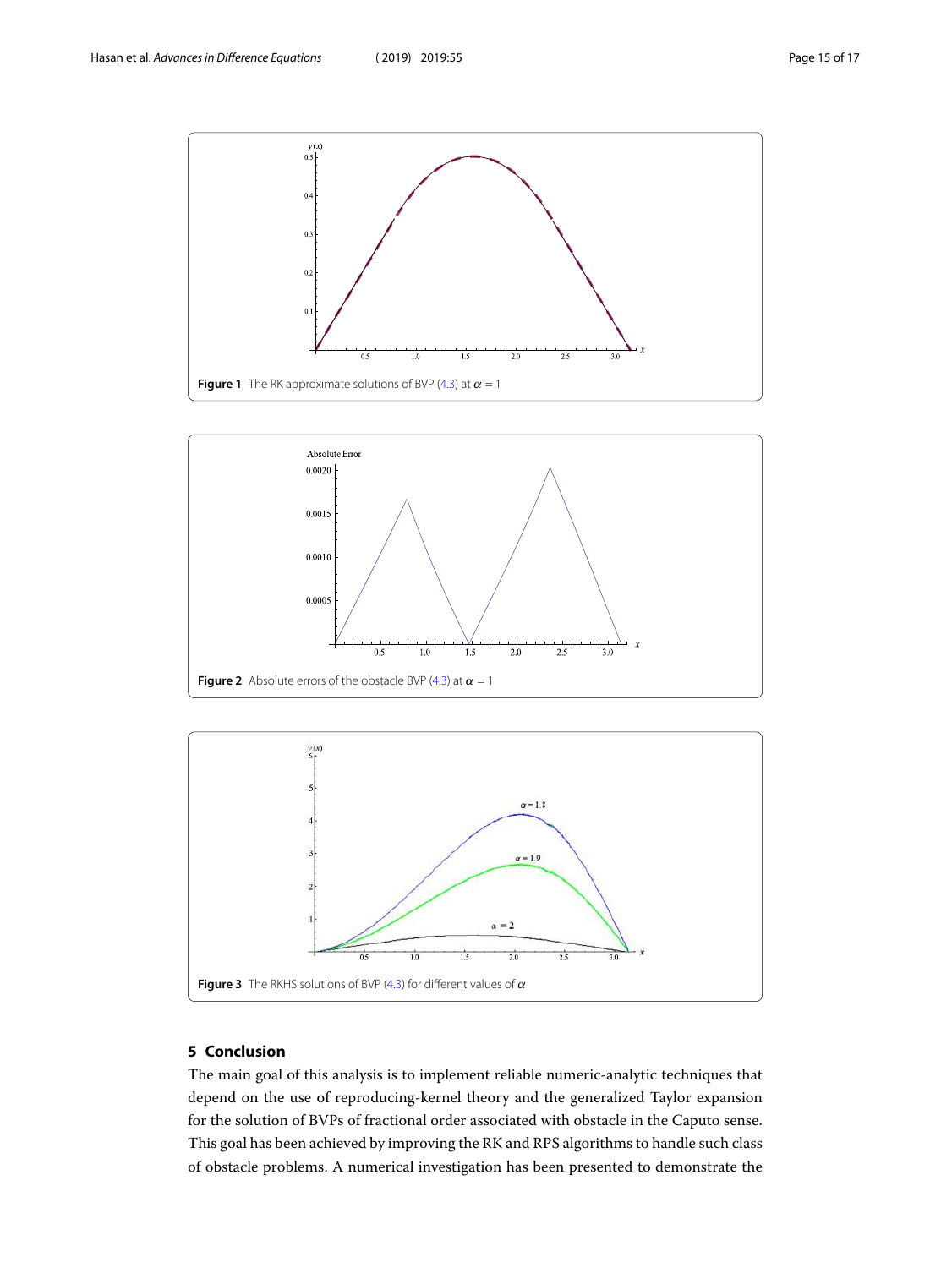**Figure 1** The RK approximate solutions of BVP (4.3) at $\alpha = 1$

**Figure 2** Absolute errors of the obstacle BVP (4.3) at $\alpha = 1$

**Figure 3** The RKHS solutions of BVP (4.3) for different values of $\alpha$

## 5 Conclusion

The main goal of this analysis is to implement reliable numeric-analytic techniques that depend on the use of reproducing-kernel theory and the generalized Taylor expansion for the solution of BVPs of fractional order associated with obstacle in the Caputo sense. This goal has been achieved by improving the RK and RPS algorithms to handle such class of obstacle problems. A numerical investigation has been presented to demonstrate the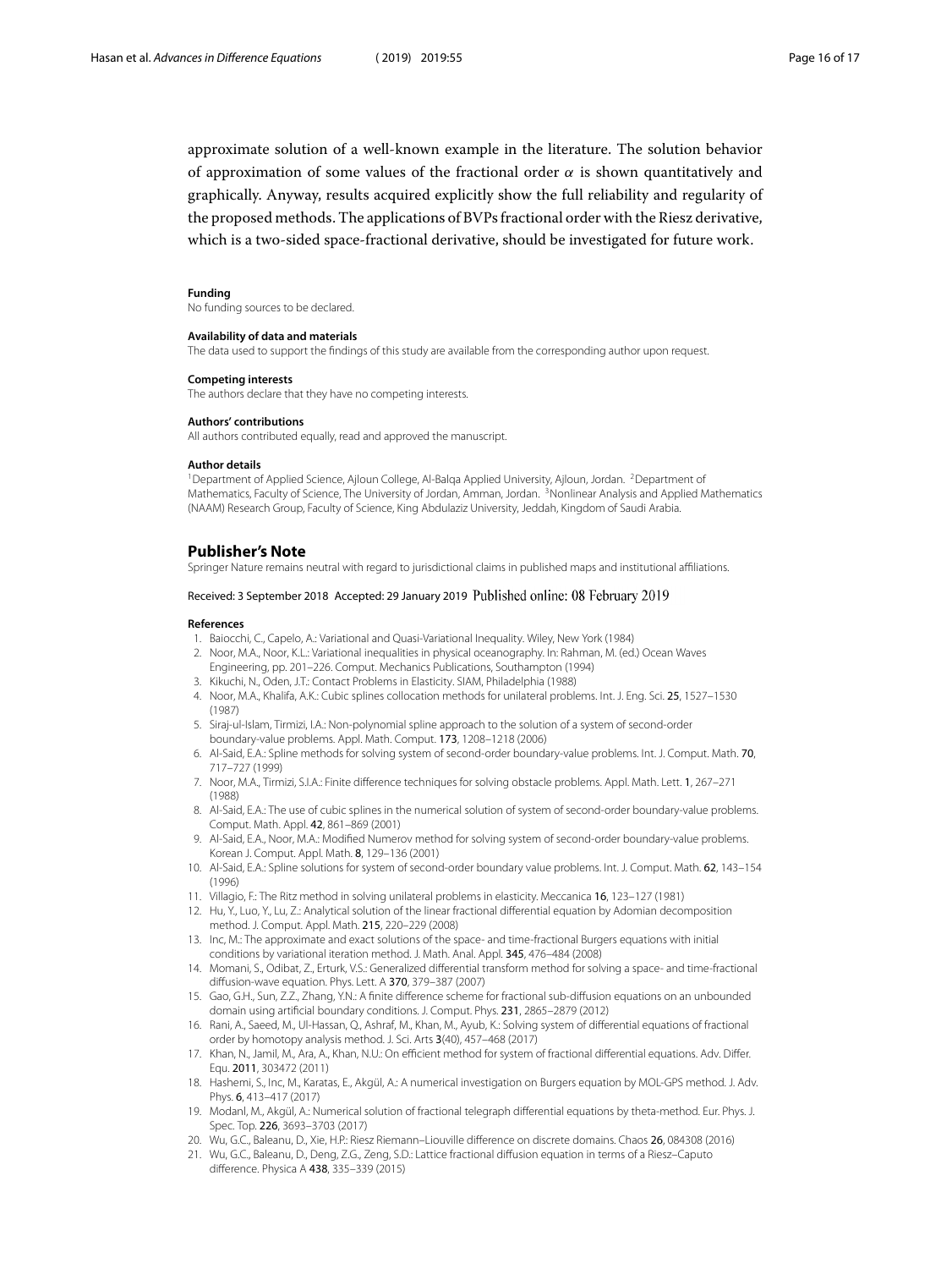approximate solution of a well-known example in the literature. The solution behavior of approximation of some values of the fractional order $\alpha$ is shown quantitatively and graphically. Anyway, results acquired explicitly show the full reliability and regularity of the proposed methods. The applications of BVPs fractional order with the Riesz derivative, which is a two-sided space-fractional derivative, should be investigated for future work.

#### Funding
No funding sources to be declared.

#### Availability of data and materials
The data used to support the findings of this study are available from the corresponding author upon request.

#### Competing interests
The authors declare that they have no competing interests.

#### Authors' contributions
All authors contributed equally, read and approved the manuscript.

#### Author details
[1]Department of Applied Science, Ajloun College, Al-Balqa Applied University, Ajloun, Jordan. [2]Department of Mathematics, Faculty of Science, The University of Jordan, Amman, Jordan. [3]Nonlinear Analysis and Applied Mathematics (NAAM) Research Group, Faculty of Science, King Abdulaziz University, Jeddah, Kingdom of Saudi Arabia.

### Publisher's Note
Springer Nature remains neutral with regard to jurisdictional claims in published maps and institutional affiliations.

Received: 3 September 2018 Accepted: 29 January 2019 Published online: 08 February 2019

#### References
1. Baiocchi, C., Capelo, A.: Variational and Quasi-Variational Inequality. Wiley, New York (1984)
2. Noor, M.A., Noor, K.L.: Variational inequalities in physical oceanography. In: Rahman, M. (ed.) Ocean Waves Engineering, pp. 201–226. Comput. Mechanics Publications, Southampton (1994)
3. Kikuchi, N., Oden, J.T.: Contact Problems in Elasticity. SIAM, Philadelphia (1988)
4. Noor, M.A., Khalifa, A.K.: Cubic splines collocation methods for unilateral problems. Int. J. Eng. Sci. **25**, 1527–1530 (1987)
5. Siraj-ul-Islam, Tirmizi, I.A.: Non-polynomial spline approach to the solution of a system of second-order boundary-value problems. Appl. Math. Comput. **173**, 1208–1218 (2006)
6. Al-Said, E.A.: Spline methods for solving system of second-order boundary-value problems. Int. J. Comput. Math. **70**, 717–727 (1999)
7. Noor, M.A., Tirmizi, S.I.A.: Finite difference techniques for solving obstacle problems. Appl. Math. Lett. **1**, 267–271 (1988)
8. Al-Said, E.A.: The use of cubic splines in the numerical solution of system of second-order boundary-value problems. Comput. Math. Appl. **42**, 861–869 (2001)
9. Al-Said, E.A., Noor, M.A.: Modified Numerov method for solving system of second-order boundary-value problems. Korean J. Comput. Appl. Math. **8**, 129–136 (2001)
10. Al-Said, E.A.: Spline solutions for system of second-order boundary value problems. Int. J. Comput. Math. **62**, 143–154 (1996)
11. Villagio, F.: The Ritz method in solving unilateral problems in elasticity. Meccanica **16**, 123–127 (1981)
12. Hu, Y., Luo, Y., Lu, Z.: Analytical solution of the linear fractional differential equation by Adomian decomposition method. J. Comput. Appl. Math. **215**, 220–229 (2008)
13. Inc, M.: The approximate and exact solutions of the space- and time-fractional Burgers equations with initial conditions by variational iteration method. J. Math. Anal. Appl. **345**, 476–484 (2008)
14. Momani, S., Odibat, Z., Erturk, V.S.: Generalized differential transform method for solving a space- and time-fractional diffusion-wave equation. Phys. Lett. A **370**, 379–387 (2007)
15. Gao, G.H., Sun, Z.Z., Zhang, Y.N.: A finite difference scheme for fractional sub-diffusion equations on an unbounded domain using artificial boundary conditions. J. Comput. Phys. **231**, 2865–2879 (2012)
16. Rani, A., Saeed, M., Ul-Hassan, Q., Ashraf, M., Khan, M., Ayub, K.: Solving system of differential equations of fractional order by homotopy analysis method. J. Sci. Arts **3**(40), 457–468 (2017)
17. Khan, N., Jamil, M., Ara, A., Khan, N.U.: On efficient method for system of fractional differential equations. Adv. Differ. Equ. **2011**, 303472 (2011)
18. Hashemi, S., Inc, M., Karatas, E., Akgül, A.: A numerical investigation on Burgers equation by MOL-GPS method. J. Adv. Phys. **6**, 413–417 (2017)
19. Modanl, M., Akgül, A.: Numerical solution of fractional telegraph differential equations by theta-method. Eur. Phys. J. Spec. Top. **226**, 3693–3703 (2017)
20. Wu, G.C., Baleanu, D., Xie, H.P.: Riesz Riemann–Liouville difference on discrete domains. Chaos **26**, 084308 (2016)
21. Wu, G.C., Baleanu, D., Deng, Z.G., Zeng, S.D.: Lattice fractional diffusion equation in terms of a Riesz–Caputo difference. Physica A **438**, 335–339 (2015)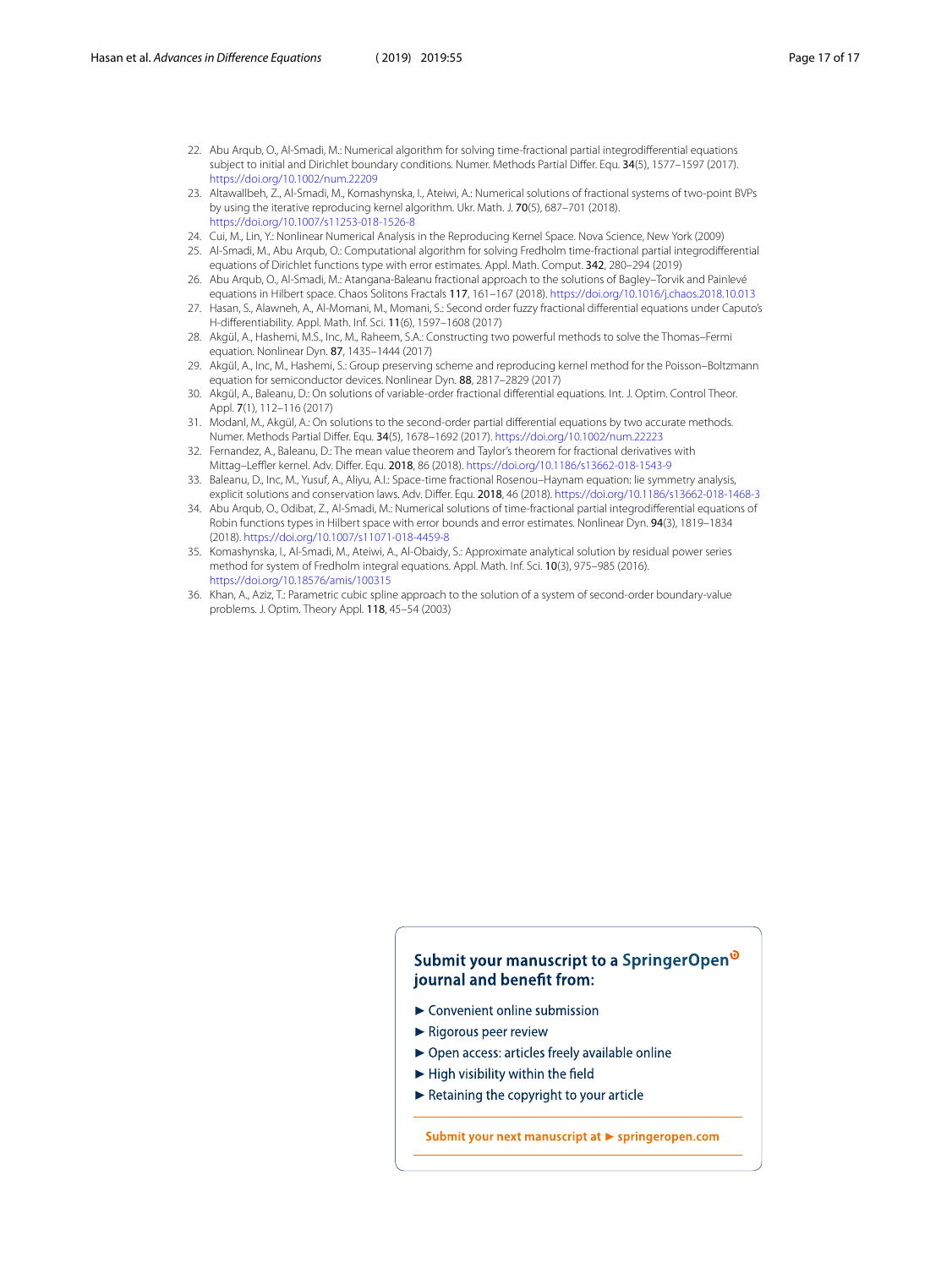22. Abu Arqub, O., Al-Smadi, M.: Numerical algorithm for solving time-fractional partial integrodifferential equations subject to initial and Dirichlet boundary conditions. Numer. Methods Partial Differ. Equ. **34**(5), 1577–1597 (2017). https://doi.org/10.1002/num.22209
23. Altawallbeh, Z., Al-Smadi, M., Komashynska, I., Ateiwi, A.: Numerical solutions of fractional systems of two-point BVPs by using the iterative reproducing kernel algorithm. Ukr. Math. J. **70**(5), 687–701 (2018). https://doi.org/10.1007/s11253-018-1526-8
24. Cui, M., Lin, Y.: Nonlinear Numerical Analysis in the Reproducing Kernel Space. Nova Science, New York (2009)
25. Al-Smadi, M., Abu Arqub, O.: Computational algorithm for solving Fredholm time-fractional partial integrodifferential equations of Dirichlet functions type with error estimates. Appl. Math. Comput. **342**, 280–294 (2019)
26. Abu Arqub, O., Al-Smadi, M.: Atangana-Baleanu fractional approach to the solutions of Bagley–Torvik and Painlevé equations in Hilbert space. Chaos Solitons Fractals **117**, 161–167 (2018). https://doi.org/10.1016/j.chaos.2018.10.013
27. Hasan, S., Alawneh, A., Al-Momani, M., Momani, S.: Second order fuzzy fractional differential equations under Caputo's H-differentiability. Appl. Math. Inf. Sci. **11**(6), 1597–1608 (2017)
28. Akgül, A., Hashemi, M.S., Inc, M., Raheem, S.A.: Constructing two powerful methods to solve the Thomas–Fermi equation. Nonlinear Dyn. **87**, 1435–1444 (2017)
29. Akgül, A., Inc, M., Hashemi, S.: Group preserving scheme and reproducing kernel method for the Poisson–Boltzmann equation for semiconductor devices. Nonlinear Dyn. **88**, 2817–2829 (2017)
30. Akgül, A., Baleanu, D.: On solutions of variable-order fractional differential equations. Int. J. Optim. Control Theor. Appl. **7**(1), 112–116 (2017)
31. Modanl, M., Akgül, A.: On solutions to the second-order partial differential equations by two accurate methods. Numer. Methods Partial Differ. Equ. **34**(5), 1678–1692 (2017). https://doi.org/10.1002/num.22223
32. Fernandez, A., Baleanu, D.: The mean value theorem and Taylor's theorem for fractional derivatives with Mittag–Leffler kernel. Adv. Differ. Equ. **2018**, 86 (2018). https://doi.org/10.1186/s13662-018-1543-9
33. Baleanu, D., Inc, M., Yusuf, A., Aliyu, A.I.: Space-time fractional Rosenou–Haynam equation: lie symmetry analysis, explicit solutions and conservation laws. Adv. Differ. Equ. **2018**, 46 (2018). https://doi.org/10.1186/s13662-018-1468-3
34. Abu Arqub, O., Odibat, Z., Al-Smadi, M.: Numerical solutions of time-fractional partial integrodifferential equations of Robin functions types in Hilbert space with error bounds and error estimates. Nonlinear Dyn. **94**(3), 1819–1834 (2018). https://doi.org/10.1007/s11071-018-4459-8
35. Komashynska, I., Al-Smadi, M., Ateiwi, A., Al-Obaidy, S.: Approximate analytical solution by residual power series method for system of Fredholm integral equations. Appl. Math. Inf. Sci. **10**(3), 975–985 (2016). https://doi.org/10.18576/amis/100315
36. Khan, A., Aziz, T.: Parametric cubic spline approach to the solution of a system of second-order boundary-value problems. J. Optim. Theory Appl. **118**, 45–54 (2003)

**Submit your manuscript to a SpringerOpen journal and benefit from:**

- ► Convenient online submission
- ► Rigorous peer review
- ► Open access: articles freely available online
- ► High visibility within the field
- ► Retaining the copyright to your article

**Submit your next manuscript at ► springeropen.com**